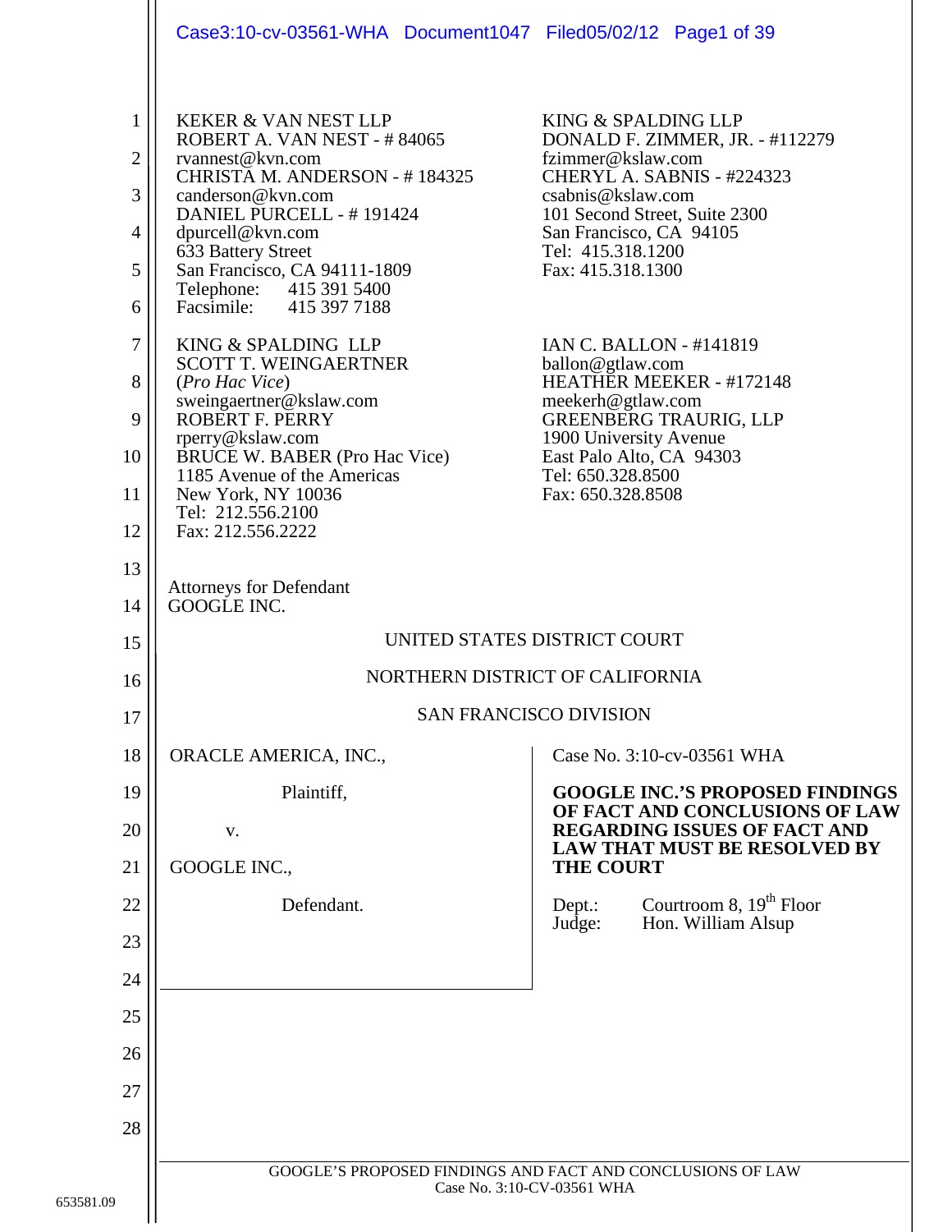KEKER & VAN NEST LLP
ROBERT A. VAN NEST - # 84065
rvannest@kvn.com
CHRISTA M. ANDERSON - # 184325
canderson@kvn.com
DANIEL PURCELL - # 191424
dpurcell@kvn.com
633 Battery Street
San Francisco, CA 94111-1809
Telephone: 415 391 5400
Facsimile: 415 397 7188

KING & SPALDING LLP
SCOTT T. WEINGAERTNER
(*Pro Hac Vice*)
sweingaertner@kslaw.com
ROBERT F. PERRY
rperry@kslaw.com
BRUCE W. BABER (Pro Hac Vice)
1185 Avenue of the Americas
New York, NY 10036
Tel: 212.556.2100
Fax: 212.556.2222

KING & SPALDING LLP
DONALD F. ZIMMER, JR. - #112279
fzimmer@kslaw.com
CHERYL A. SABNIS - #224323
csabnis@kslaw.com
101 Second Street, Suite 2300
San Francisco, CA 94105
Tel: 415.318.1200
Fax: 415.318.1300

IAN C. BALLON - #141819
ballon@gtlaw.com
HEATHER MEEKER - #172148
meekerh@gtlaw.com
GREENBERG TRAURIG, LLP
1900 University Avenue
East Palo Alto, CA 94303
Tel: 650.328.8500
Fax: 650.328.8508

Attorneys for Defendant
GOOGLE INC.

UNITED STATES DISTRICT COURT

NORTHERN DISTRICT OF CALIFORNIA

SAN FRANCISCO DIVISION

ORACLE AMERICA, INC.,

Plaintiff,

v.

GOOGLE INC.,

Defendant.

Case No. 3:10-cv-03561 WHA

**GOOGLE INC.'S PROPOSED FINDINGS OF FACT AND CONCLUSIONS OF LAW REGARDING ISSUES OF FACT AND LAW THAT MUST BE RESOLVED BY THE COURT**

Dept.: Courtroom 8, 19th Floor
Judge: Hon. William Alsup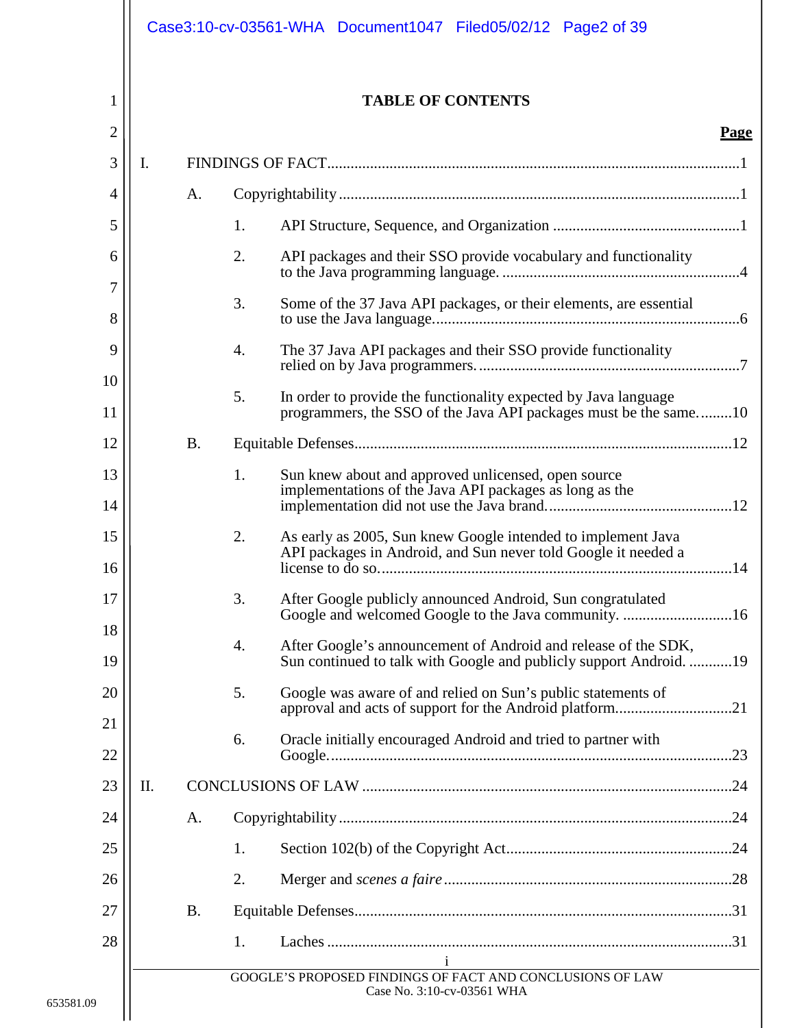# TABLE OF CONTENTS

**Page**

I. FINDINGS OF FACT ........ 1

- A. Copyrightability ........ 1
  1. API Structure, Sequence, and Organization ........ 1
  2. API packages and their SSO provide vocabulary and functionality to the Java programming language. ........ 4
  3. Some of the 37 Java API packages, or their elements, are essential to use the Java language. ........ 6
  4. The 37 Java API packages and their SSO provide functionality relied on by Java programmers. ........ 7
  5. In order to provide the functionality expected by Java language programmers, the SSO of the Java API packages must be the same. ........ 10
- B. Equitable Defenses ........ 12
  1. Sun knew about and approved unlicensed, open source implementations of the Java API packages as long as the implementation did not use the Java brand. ........ 12
  2. As early as 2005, Sun knew Google intended to implement Java API packages in Android, and Sun never told Google it needed a license to do so. ........ 14
  3. After Google publicly announced Android, Sun congratulated Google and welcomed Google to the Java community. ........ 16
  4. After Google's announcement of Android and release of the SDK, Sun continued to talk with Google and publicly support Android. ........ 19
  5. Google was aware of and relied on Sun's public statements of approval and acts of support for the Android platform. ........ 21
  6. Oracle initially encouraged Android and tried to partner with Google. ........ 23

II. CONCLUSIONS OF LAW ........ 24

- A. Copyrightability ........ 24
  1. Section 102(b) of the Copyright Act ........ 24
  2. Merger and *scenes a faire* ........ 28
- B. Equitable Defenses ........ 31
  1. Laches ........ 31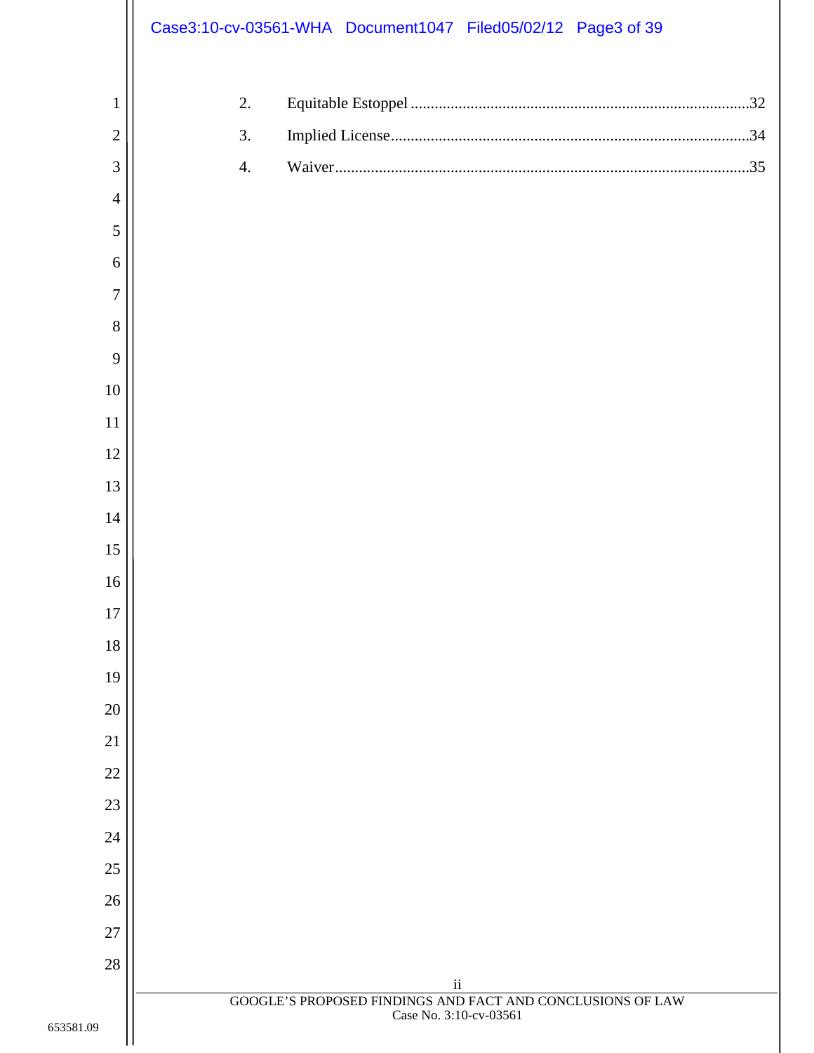2. Equitable Estoppel ....................................................................................32

3. Implied License.........................................................................................34

4. Waiver.......................................................................................................35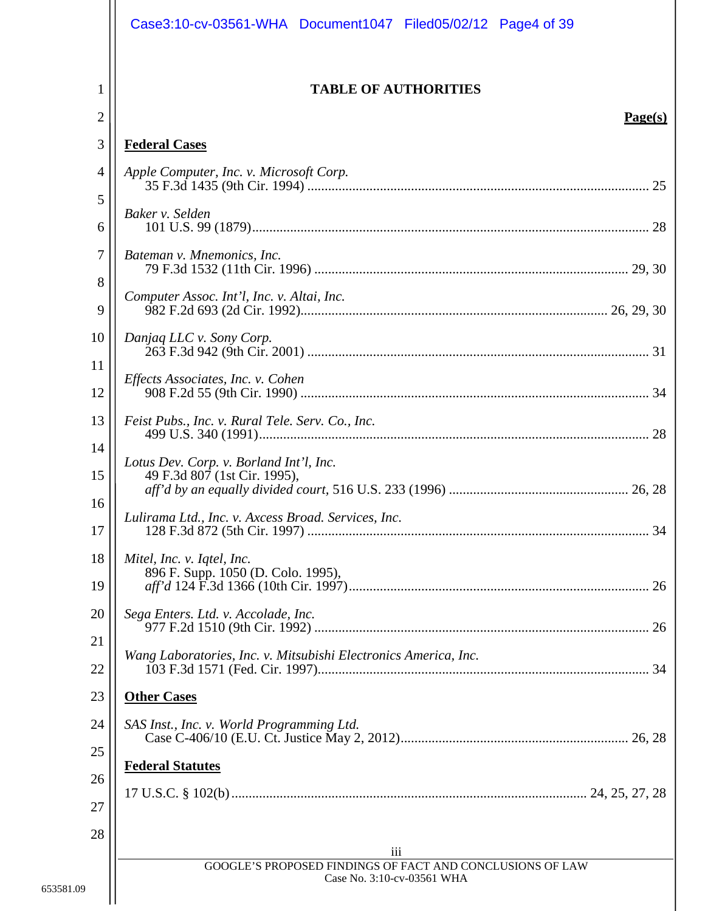# TABLE OF AUTHORITIES

**Page(s)**

**Federal Cases**

*Apple Computer, Inc. v. Microsoft Corp.*
35 F.3d 1435 (9th Cir. 1994) .......... 25

*Baker v. Selden*
101 U.S. 99 (1879) .......... 28

*Bateman v. Mnemonics, Inc.*
79 F.3d 1532 (11th Cir. 1996) .......... 29, 30

*Computer Assoc. Int'l, Inc. v. Altai, Inc.*
982 F.2d 693 (2d Cir. 1992) .......... 26, 29, 30

*Danjaq LLC v. Sony Corp.*
263 F.3d 942 (9th Cir. 2001) .......... 31

*Effects Associates, Inc. v. Cohen*
908 F.2d 55 (9th Cir. 1990) .......... 34

*Feist Pubs., Inc. v. Rural Tele. Serv. Co., Inc.*
499 U.S. 340 (1991) .......... 28

*Lotus Dev. Corp. v. Borland Int'l, Inc.*
49 F.3d 807 (1st Cir. 1995),
*aff'd by an equally divided court,* 516 U.S. 233 (1996) .......... 26, 28

*Lulirama Ltd., Inc. v. Axcess Broad. Services, Inc.*
128 F.3d 872 (5th Cir. 1997) .......... 34

*Mitel, Inc. v. Iqtel, Inc.*
896 F. Supp. 1050 (D. Colo. 1995),
*aff'd* 124 F.3d 1366 (10th Cir. 1997) .......... 26

*Sega Enters. Ltd. v. Accolade, Inc.*
977 F.2d 1510 (9th Cir. 1992) .......... 26

*Wang Laboratories, Inc. v. Mitsubishi Electronics America, Inc.*
103 F.3d 1571 (Fed. Cir. 1997) .......... 34

**Other Cases**

*SAS Inst., Inc. v. World Programming Ltd.*
Case C-406/10 (E.U. Ct. Justice May 2, 2012) .......... 26, 28

**Federal Statutes**

17 U.S.C. § 102(b) .......... 24, 25, 27, 28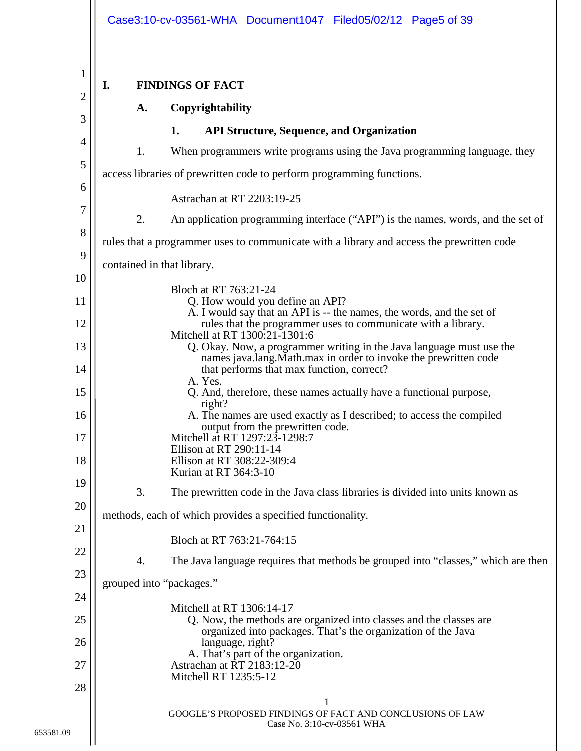# I. FINDINGS OF FACT

## A. Copyrightability

### 1. API Structure, Sequence, and Organization

1. When programmers write programs using the Java programming language, they access libraries of prewritten code to perform programming functions.

Astrachan at RT 2203:19-25

2. An application programming interface ("API") is the names, words, and the set of rules that a programmer uses to communicate with a library and access the prewritten code contained in that library.

Bloch at RT 763:21-24
Q. How would you define an API?
A. I would say that an API is -- the names, the words, and the set of rules that the programmer uses to communicate with a library.
Mitchell at RT 1300:21-1301:6
Q. Okay. Now, a programmer writing in the Java language must use the names java.lang.Math.max in order to invoke the prewritten code that performs that max function, correct?
A. Yes.
Q. And, therefore, these names actually have a functional purpose, right?
A. The names are used exactly as I described; to access the compiled output from the prewritten code.
Mitchell at RT 1297:23-1298:7
Ellison at RT 290:11-14
Ellison at RT 308:22-309:4
Kurian at RT 364:3-10

3. The prewritten code in the Java class libraries is divided into units known as methods, each of which provides a specified functionality.

Bloch at RT 763:21-764:15

4. The Java language requires that methods be grouped into "classes," which are then grouped into "packages."

Mitchell at RT 1306:14-17
Q. Now, the methods are organized into classes and the classes are organized into packages. That's the organization of the Java language, right?
A. That's part of the organization.
Astrachan at RT 2183:12-20
Mitchell RT 1235:5-12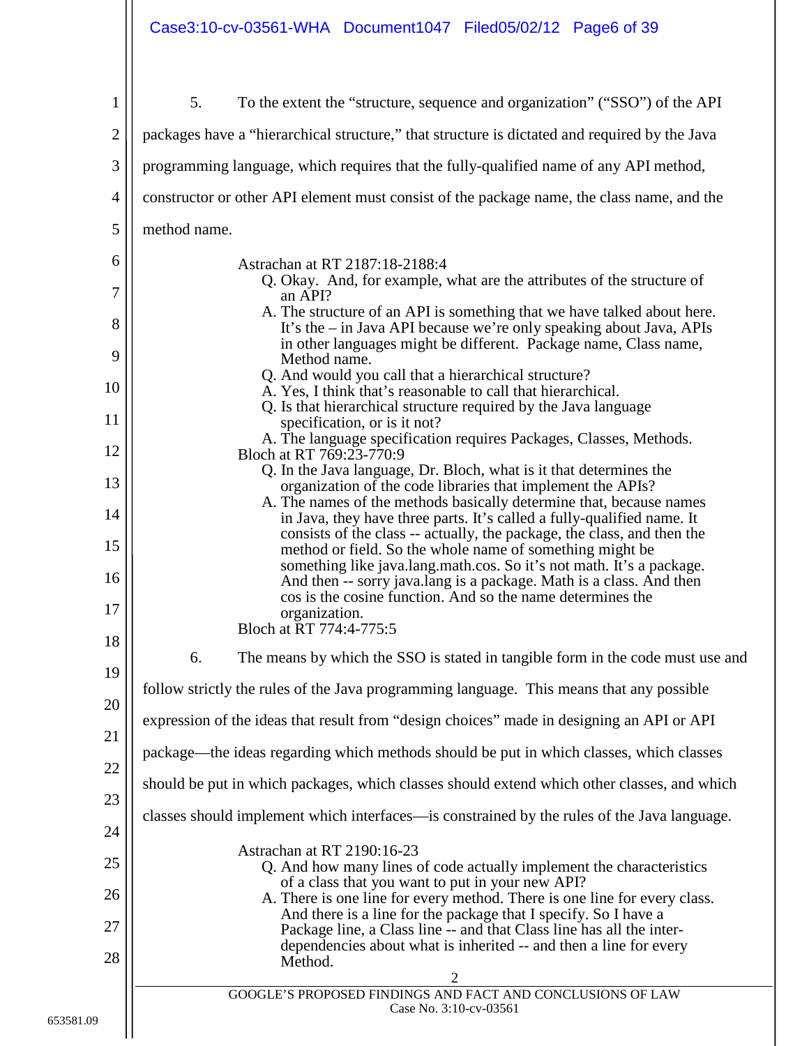5. To the extent the "structure, sequence and organization" ("SSO") of the API packages have a "hierarchical structure," that structure is dictated and required by the Java programming language, which requires that the fully-qualified name of any API method, constructor or other API element must consist of the package name, the class name, and the method name.

> Astrachan at RT 2187:18-2188:4
>
> Q. Okay. And, for example, what are the attributes of the structure of an API?
>
> A. The structure of an API is something that we have talked about here. It's the – in Java API because we're only speaking about Java, APIs in other languages might be different. Package name, Class name, Method name.
>
> Q. And would you call that a hierarchical structure?
>
> A. Yes, I think that's reasonable to call that hierarchical.
>
> Q. Is that hierarchical structure required by the Java language specification, or is it not?
>
> A. The language specification requires Packages, Classes, Methods.
>
> Bloch at RT 769:23-770:9
>
> Q. In the Java language, Dr. Bloch, what is it that determines the organization of the code libraries that implement the APIs?
>
> A. The names of the methods basically determine that, because names in Java, they have three parts. It's called a fully-qualified name. It consists of the class -- actually, the package, the class, and then the method or field. So the whole name of something might be something like java.lang.math.cos. So it's not math. It's a package. And then -- sorry java.lang is a package. Math is a class. And then cos is the cosine function. And so the name determines the organization.
>
> Bloch at RT 774:4-775:5

6. The means by which the SSO is stated in tangible form in the code must use and follow strictly the rules of the Java programming language. This means that any possible expression of the ideas that result from "design choices" made in designing an API or API package—the ideas regarding which methods should be put in which classes, which classes should be put in which packages, which classes should extend which other classes, and which classes should implement which interfaces—is constrained by the rules of the Java language.

> Astrachan at RT 2190:16-23
>
> Q. And how many lines of code actually implement the characteristics of a class that you want to put in your new API?
>
> A. There is one line for every method. There is one line for every class. And there is a line for the package that I specify. So I have a Package line, a Class line -- and that Class line has all the inter-dependencies about what is inherited -- and then a line for every Method.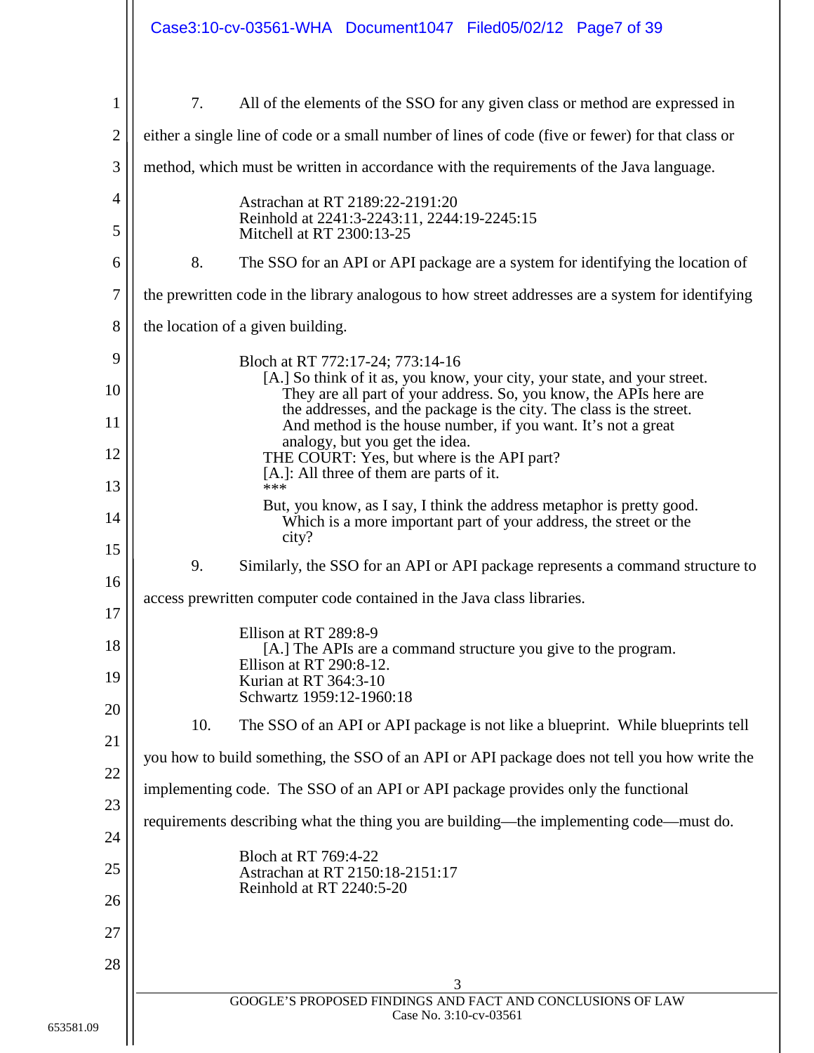7. All of the elements of the SSO for any given class or method are expressed in either a single line of code or a small number of lines of code (five or fewer) for that class or method, which must be written in accordance with the requirements of the Java language.

> Astrachan at RT 2189:22-2191:20
> Reinhold at 2241:3-2243:11, 2244:19-2245:15
> Mitchell at RT 2300:13-25

8. The SSO for an API or API package are a system for identifying the location of the prewritten code in the library analogous to how street addresses are a system for identifying the location of a given building.

> Bloch at RT 772:17-24; 773:14-16
>
> [A.] So think of it as, you know, your city, your state, and your street. They are all part of your address. So, you know, the APIs here are the addresses, and the package is the city. The class is the street. And method is the house number, if you want. It's not a great analogy, but you get the idea.
>
> THE COURT: Yes, but where is the API part?
>
> [A.]: All three of them are parts of it.
>
> ***
>
> But, you know, as I say, I think the address metaphor is pretty good. Which is a more important part of your address, the street or the city?

9. Similarly, the SSO for an API or API package represents a command structure to access prewritten computer code contained in the Java class libraries.

> Ellison at RT 289:8-9
>
> [A.] The APIs are a command structure you give to the program.
>
> Ellison at RT 290:8-12.
> Kurian at RT 364:3-10
> Schwartz 1959:12-1960:18

10. The SSO of an API or API package is not like a blueprint. While blueprints tell you how to build something, the SSO of an API or API package does not tell you how write the implementing code. The SSO of an API or API package provides only the functional requirements describing what the thing you are building—the implementing code—must do.

> Bloch at RT 769:4-22
> Astrachan at RT 2150:18-2151:17
> Reinhold at RT 2240:5-20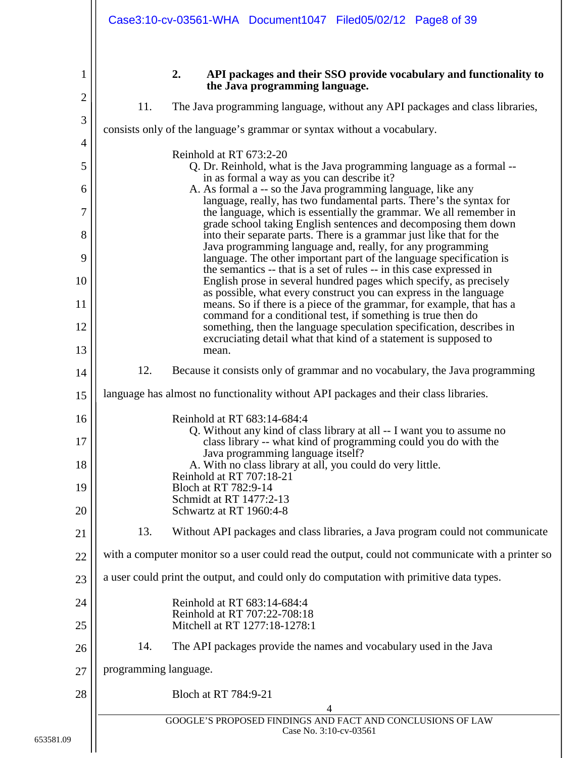### 2. API packages and their SSO provide vocabulary and functionality to the Java programming language.

11. The Java programming language, without any API packages and class libraries, consists only of the language's grammar or syntax without a vocabulary.

> Reinhold at RT 673:2-20
>
> Q. Dr. Reinhold, what is the Java programming language as a formal -- in as formal a way as you can describe it?
>
> A. As formal a -- so the Java programming language, like any language, really, has two fundamental parts. There's the syntax for the language, which is essentially the grammar. We all remember in grade school taking English sentences and decomposing them down into their separate parts. There is a grammar just like that for the Java programming language and, really, for any programming language. The other important part of the language specification is the semantics -- that is a set of rules -- in this case expressed in English prose in several hundred pages which specify, as precisely as possible, what every construct you can express in the language means. So if there is a piece of the grammar, for example, that has a command for a conditional test, if something is true then do something, then the language speculation specification, describes in excruciating detail what that kind of a statement is supposed to mean.

12. Because it consists only of grammar and no vocabulary, the Java programming language has almost no functionality without API packages and their class libraries.

> Reinhold at RT 683:14-684:4
>
> Q. Without any kind of class library at all -- I want you to assume no class library -- what kind of programming could you do with the Java programming language itself?
>
> A. With no class library at all, you could do very little.
>
> Reinhold at RT 707:18-21
> Bloch at RT 782:9-14
> Schmidt at RT 1477:2-13
> Schwartz at RT 1960:4-8

13. Without API packages and class libraries, a Java program could not communicate with a computer monitor so a user could read the output, could not communicate with a printer so a user could print the output, and could only do computation with primitive data types.

> Reinhold at RT 683:14-684:4
> Reinhold at RT 707:22-708:18
> Mitchell at RT 1277:18-1278:1

14. The API packages provide the names and vocabulary used in the Java programming language.

> Bloch at RT 784:9-21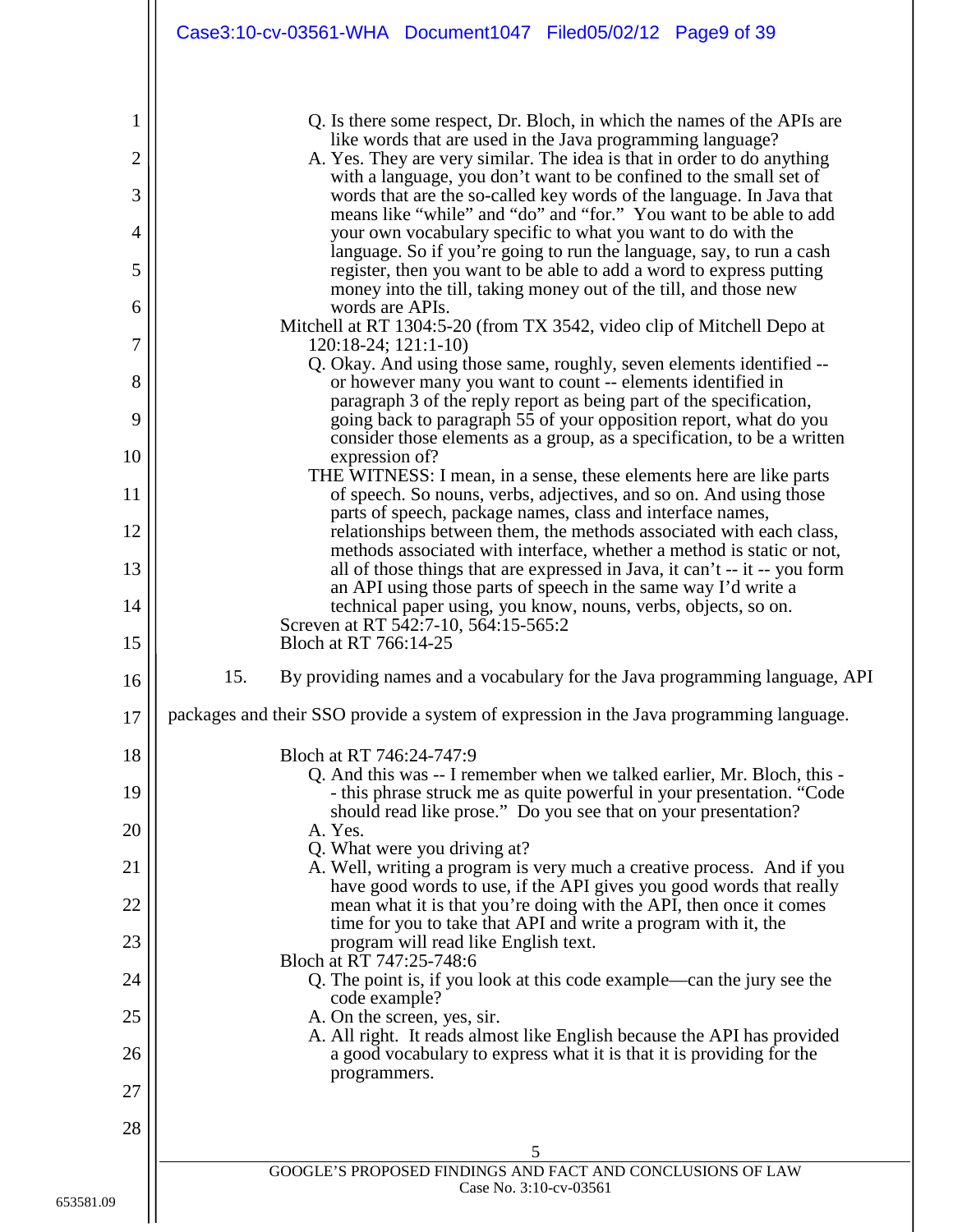Q. Is there some respect, Dr. Bloch, in which the names of the APIs are like words that are used in the Java programming language?

A. Yes. They are very similar. The idea is that in order to do anything with a language, you don't want to be confined to the small set of words that are the so-called key words of the language. In Java that means like "while" and "do" and "for." You want to be able to add your own vocabulary specific to what you want to do with the language. So if you're going to run the language, say, to run a cash register, then you want to be able to add a word to express putting money into the till, taking money out of the till, and those new words are APIs.

Mitchell at RT 1304:5-20 (from TX 3542, video clip of Mitchell Depo at 120:18-24; 121:1-10)

Q. Okay. And using those same, roughly, seven elements identified -- or however many you want to count -- elements identified in paragraph 3 of the reply report as being part of the specification, going back to paragraph 55 of your opposition report, what do you consider those elements as a group, as a specification, to be a written expression of?

THE WITNESS: I mean, in a sense, these elements here are like parts of speech. So nouns, verbs, adjectives, and so on. And using those parts of speech, package names, class and interface names, relationships between them, the methods associated with each class, methods associated with interface, whether a method is static or not, all of those things that are expressed in Java, it can't -- it -- you form an API using those parts of speech in the same way I'd write a technical paper using, you know, nouns, verbs, objects, so on.

Screven at RT 542:7-10, 564:15-565:2

Bloch at RT 766:14-25

15. By providing names and a vocabulary for the Java programming language, API packages and their SSO provide a system of expression in the Java programming language.

Bloch at RT 746:24-747:9

Q. And this was -- I remember when we talked earlier, Mr. Bloch, this - - this phrase struck me as quite powerful in your presentation. "Code should read like prose." Do you see that on your presentation?

A. Yes.

Q. What were you driving at?

A. Well, writing a program is very much a creative process. And if you have good words to use, if the API gives you good words that really mean what it is that you're doing with the API, then once it comes time for you to take that API and write a program with it, the program will read like English text.

Bloch at RT 747:25-748:6

Q. The point is, if you look at this code example—can the jury see the code example?

A. On the screen, yes, sir.

A. All right. It reads almost like English because the API has provided a good vocabulary to express what it is that it is providing for the programmers.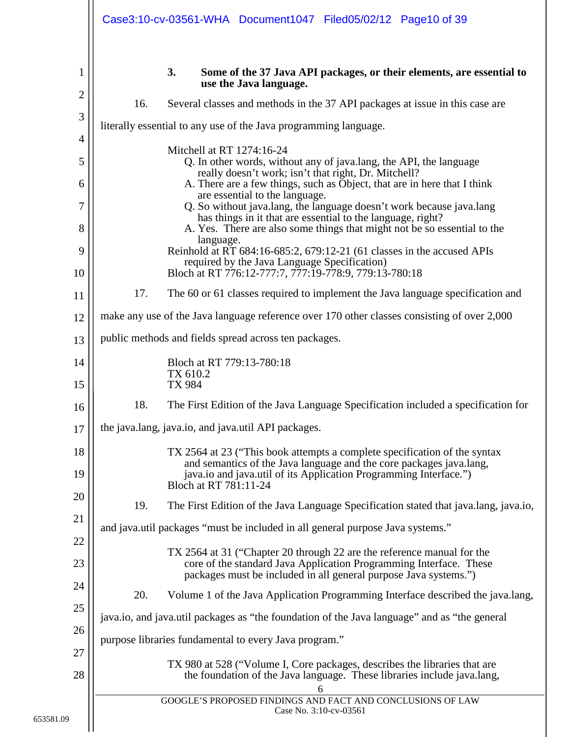### 3. Some of the 37 Java API packages, or their elements, are essential to use the Java language.

16. Several classes and methods in the 37 API packages at issue in this case are literally essential to any use of the Java programming language.

> Mitchell at RT 1274:16-24
> Q. In other words, without any of java.lang, the API, the language really doesn't work; isn't that right, Dr. Mitchell?
> A. There are a few things, such as Object, that are in here that I think are essential to the language.
> Q. So without java.lang, the language doesn't work because java.lang has things in it that are essential to the language, right?
> A. Yes. There are also some things that might not be so essential to the language.
>
> Reinhold at RT 684:16-685:2, 679:12-21 (61 classes in the accused APIs required by the Java Language Specification)
>
> Bloch at RT 776:12-777:7, 777:19-778:9, 779:13-780:18

17. The 60 or 61 classes required to implement the Java language specification and make any use of the Java language reference over 170 other classes consisting of over 2,000 public methods and fields spread across ten packages.

> Bloch at RT 779:13-780:18
> TX 610.2
> TX 984

18. The First Edition of the Java Language Specification included a specification for the java.lang, java.io, and java.util API packages.

> TX 2564 at 23 ("This book attempts a complete specification of the syntax and semantics of the Java language and the core packages java.lang, java.io and java.util of its Application Programming Interface.")
> Bloch at RT 781:11-24

19. The First Edition of the Java Language Specification stated that java.lang, java.io, and java.util packages "must be included in all general purpose Java systems."

> TX 2564 at 31 ("Chapter 20 through 22 are the reference manual for the core of the standard Java Application Programming Interface. These packages must be included in all general purpose Java systems.")

20. Volume 1 of the Java Application Programming Interface described the java.lang, java.io, and java.util packages as "the foundation of the Java language" and as "the general purpose libraries fundamental to every Java program."

> TX 980 at 528 ("Volume I, Core packages, describes the libraries that are the foundation of the Java language. These libraries include java.lang,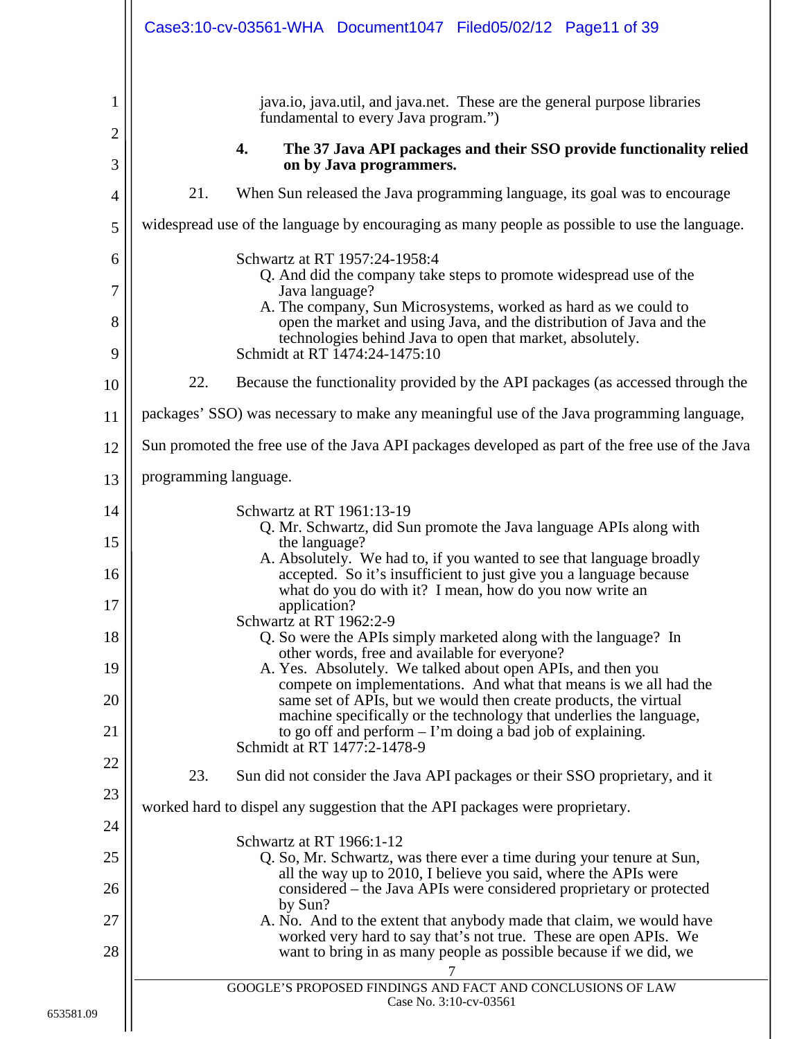java.io, java.util, and java.net. These are the general purpose libraries fundamental to every Java program.")

### 4. The 37 Java API packages and their SSO provide functionality relied on by Java programmers.

21. When Sun released the Java programming language, its goal was to encourage widespread use of the language by encouraging as many people as possible to use the language.

> Schwartz at RT 1957:24-1958:4
>
> Q. And did the company take steps to promote widespread use of the Java language?
>
> A. The company, Sun Microsystems, worked as hard as we could to open the market and using Java, and the distribution of Java and the technologies behind Java to open that market, absolutely.
>
> Schmidt at RT 1474:24-1475:10

22. Because the functionality provided by the API packages (as accessed through the packages' SSO) was necessary to make any meaningful use of the Java programming language, Sun promoted the free use of the Java API packages developed as part of the free use of the Java programming language.

> Schwartz at RT 1961:13-19
>
> Q. Mr. Schwartz, did Sun promote the Java language APIs along with the language?
>
> A. Absolutely. We had to, if you wanted to see that language broadly accepted. So it's insufficient to just give you a language because what do you do with it? I mean, how do you now write an application?
>
> Schwartz at RT 1962:2-9
>
> Q. So were the APIs simply marketed along with the language? In other words, free and available for everyone?
>
> A. Yes. Absolutely. We talked about open APIs, and then you compete on implementations. And what that means is we all had the same set of APIs, but we would then create products, the virtual machine specifically or the technology that underlies the language, to go off and perform – I'm doing a bad job of explaining.
>
> Schmidt at RT 1477:2-1478-9

23. Sun did not consider the Java API packages or their SSO proprietary, and it worked hard to dispel any suggestion that the API packages were proprietary.

> Schwartz at RT 1966:1-12
>
> Q. So, Mr. Schwartz, was there ever a time during your tenure at Sun, all the way up to 2010, I believe you said, where the APIs were considered – the Java APIs were considered proprietary or protected by Sun?
>
> A. No. And to the extent that anybody made that claim, we would have worked very hard to say that's not true. These are open APIs. We want to bring in as many people as possible because if we did, we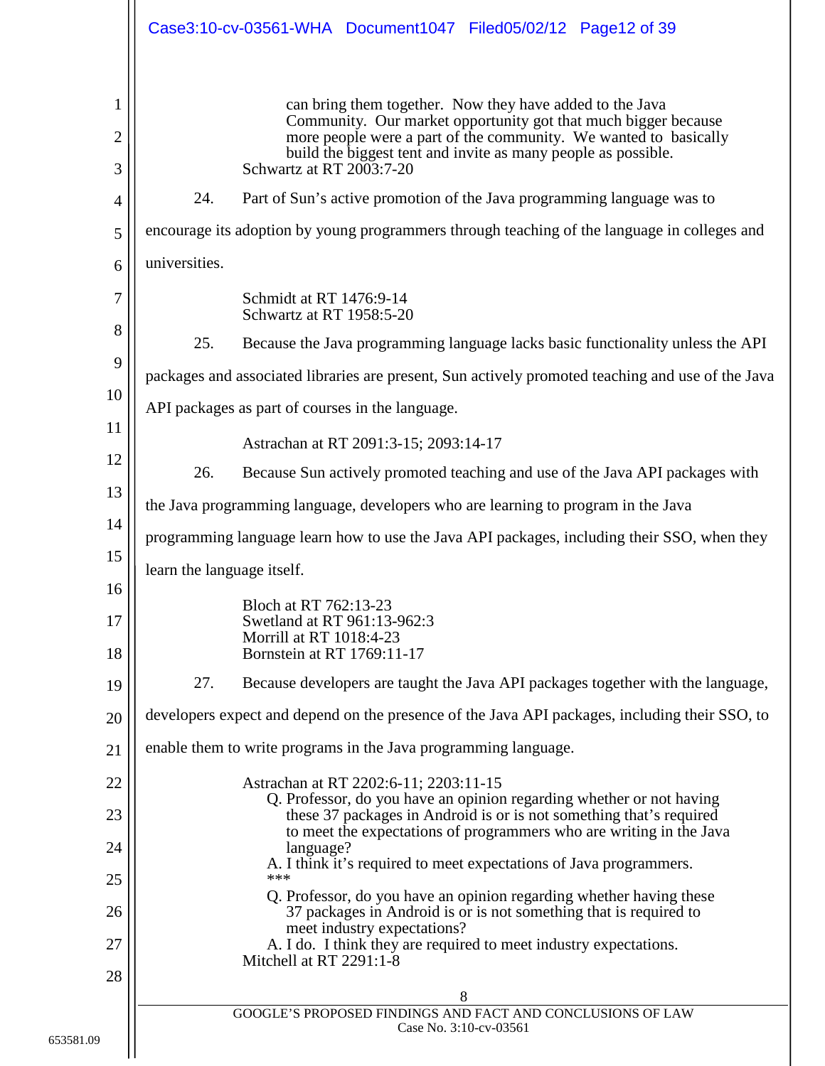> can bring them together. Now they have added to the Java Community. Our market opportunity got that much bigger because more people were a part of the community. We wanted to basically build the biggest tent and invite as many people as possible.

Schwartz at RT 2003:7-20

24. Part of Sun's active promotion of the Java programming language was to encourage its adoption by young programmers through teaching of the language in colleges and universities.

Schmidt at RT 1476:9-14
Schwartz at RT 1958:5-20

25. Because the Java programming language lacks basic functionality unless the API packages and associated libraries are present, Sun actively promoted teaching and use of the Java API packages as part of courses in the language.

Astrachan at RT 2091:3-15; 2093:14-17

26. Because Sun actively promoted teaching and use of the Java API packages with the Java programming language, developers who are learning to program in the Java programming language learn how to use the Java API packages, including their SSO, when they learn the language itself.

Bloch at RT 762:13-23
Swetland at RT 961:13-962:3
Morrill at RT 1018:4-23
Bornstein at RT 1769:11-17

27. Because developers are taught the Java API packages together with the language, developers expect and depend on the presence of the Java API packages, including their SSO, to enable them to write programs in the Java programming language.

Astrachan at RT 2202:6-11; 2203:11-15

> Q. Professor, do you have an opinion regarding whether or not having these 37 packages in Android is or is not something that's required to meet the expectations of programmers who are writing in the Java language?
>
> A. I think it's required to meet expectations of Java programmers.
>
> ***
>
> Q. Professor, do you have an opinion regarding whether having these 37 packages in Android is or is not something that is required to meet industry expectations?
>
> A. I do. I think they are required to meet industry expectations.

Mitchell at RT 2291:1-8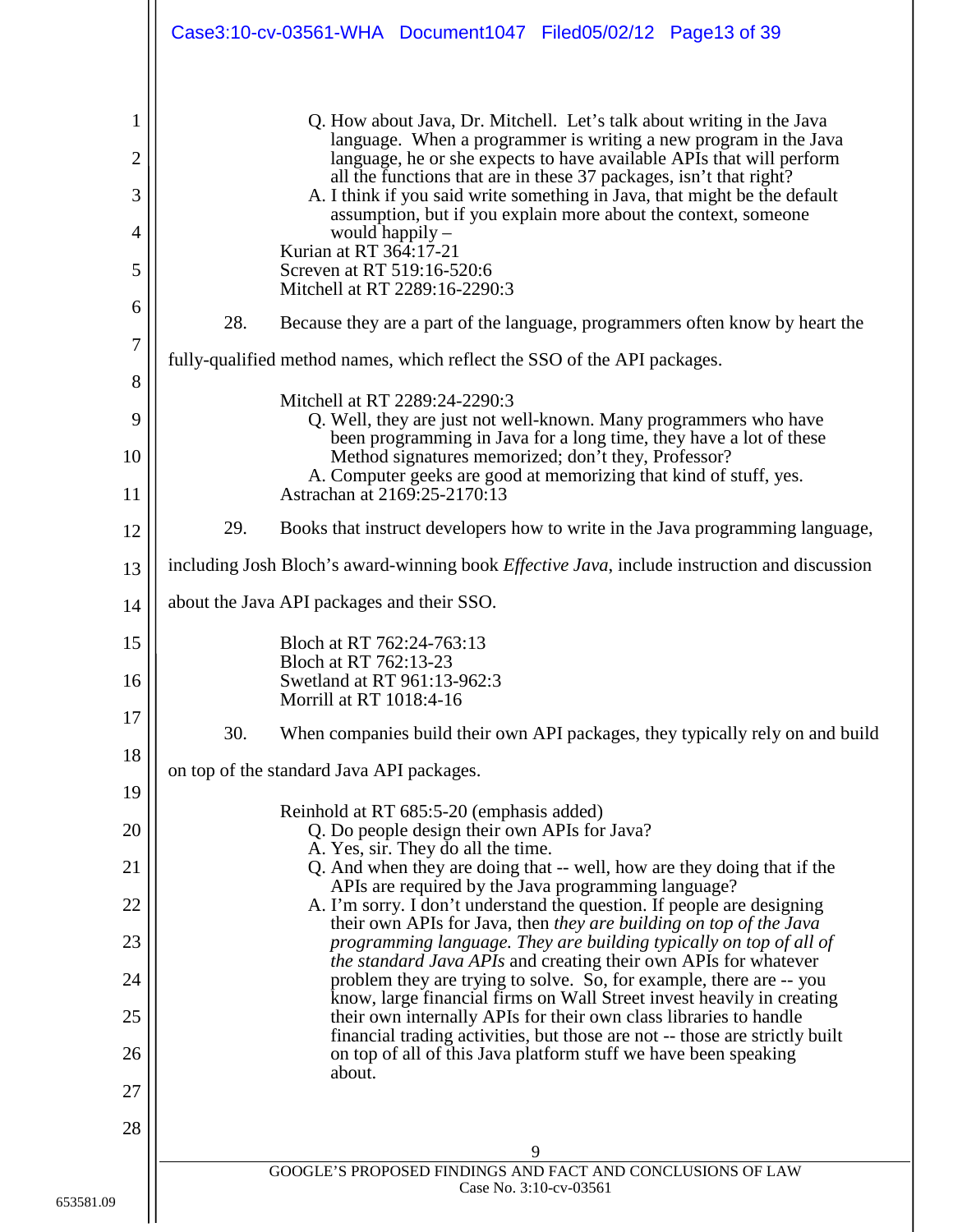> Q. How about Java, Dr. Mitchell. Let's talk about writing in the Java language. When a programmer is writing a new program in the Java language, he or she expects to have available APIs that will perform all the functions that are in these 37 packages, isn't that right?
>
> A. I think if you said write something in Java, that might be the default assumption, but if you explain more about the context, someone would happily –

Kurian at RT 364:17-21
Screven at RT 519:16-520:6
Mitchell at RT 2289:16-2290:3

28. Because they are a part of the language, programmers often know by heart the fully-qualified method names, which reflect the SSO of the API packages.

Mitchell at RT 2289:24-2290:3

> Q. Well, they are just not well-known. Many programmers who have been programming in Java for a long time, they have a lot of these Method signatures memorized; don't they, Professor?
>
> A. Computer geeks are good at memorizing that kind of stuff, yes.

Astrachan at 2169:25-2170:13

29. Books that instruct developers how to write in the Java programming language, including Josh Bloch's award-winning book *Effective Java*, include instruction and discussion about the Java API packages and their SSO.

Bloch at RT 762:24-763:13
Bloch at RT 762:13-23
Swetland at RT 961:13-962:3
Morrill at RT 1018:4-16

30. When companies build their own API packages, they typically rely on and build on top of the standard Java API packages.

Reinhold at RT 685:5-20 (emphasis added)

> Q. Do people design their own APIs for Java?
>
> A. Yes, sir. They do all the time.
>
> Q. And when they are doing that -- well, how are they doing that if the APIs are required by the Java programming language?
>
> A. I'm sorry. I don't understand the question. If people are designing their own APIs for Java, then *they are building on top of the Java programming language. They are building typically on top of all of the standard Java APIs* and creating their own APIs for whatever problem they are trying to solve. So, for example, there are -- you know, large financial firms on Wall Street invest heavily in creating their own internally APIs for their own class libraries to handle financial trading activities, but those are not -- those are strictly built on top of all of this Java platform stuff we have been speaking about.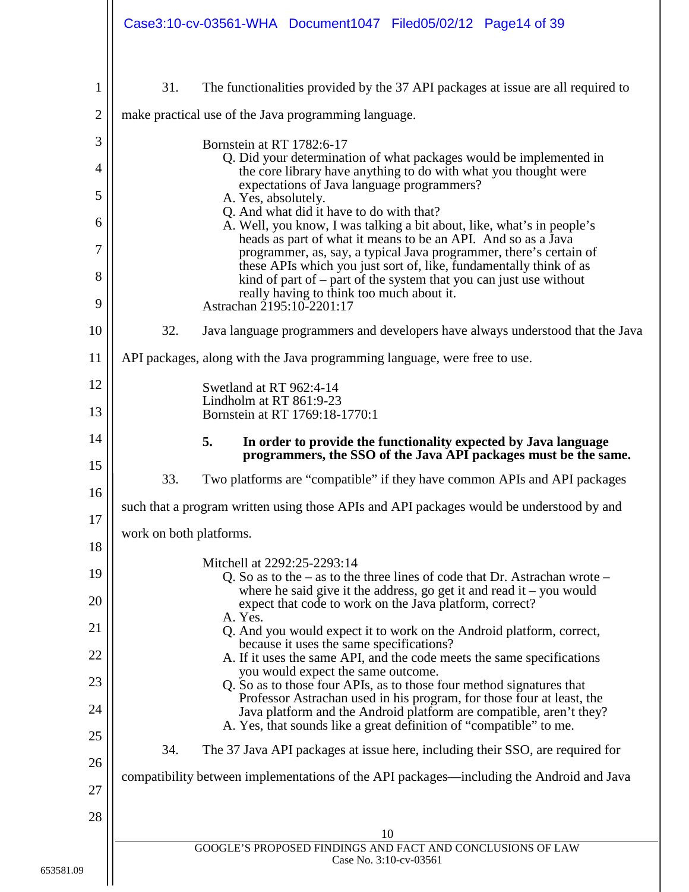31. The functionalities provided by the 37 API packages at issue are all required to make practical use of the Java programming language.

> Bornstein at RT 1782:6-17
>
> Q. Did your determination of what packages would be implemented in the core library have anything to do with what you thought were expectations of Java language programmers?
>
> A. Yes, absolutely.
>
> Q. And what did it have to do with that?
>
> A. Well, you know, I was talking a bit about, like, what's in people's heads as part of what it means to be an API. And so as a Java programmer, as, say, a typical Java programmer, there's certain of these APIs which you just sort of, like, fundamentally think of as kind of part of – part of the system that you can just use without really having to think too much about it.
>
> Astrachan 2195:10-2201:17

32. Java language programmers and developers have always understood that the Java API packages, along with the Java programming language, were free to use.

> Swetland at RT 962:4-14
> Lindholm at RT 861:9-23
> Bornstein at RT 1769:18-1770:1

### 5. In order to provide the functionality expected by Java language programmers, the SSO of the Java API packages must be the same.

33. Two platforms are "compatible" if they have common APIs and API packages such that a program written using those APIs and API packages would be understood by and work on both platforms.

> Mitchell at 2292:25-2293:14
>
> Q. So as to the – as to the three lines of code that Dr. Astrachan wrote – where he said give it the address, go get it and read it – you would expect that code to work on the Java platform, correct?
>
> A. Yes.
>
> Q. And you would expect it to work on the Android platform, correct, because it uses the same specifications?
>
> A. If it uses the same API, and the code meets the same specifications you would expect the same outcome.
>
> Q. So as to those four APIs, as to those four method signatures that Professor Astrachan used in his program, for those four at least, the Java platform and the Android platform are compatible, aren't they?
>
> A. Yes, that sounds like a great definition of "compatible" to me.

34. The 37 Java API packages at issue here, including their SSO, are required for compatibility between implementations of the API packages—including the Android and Java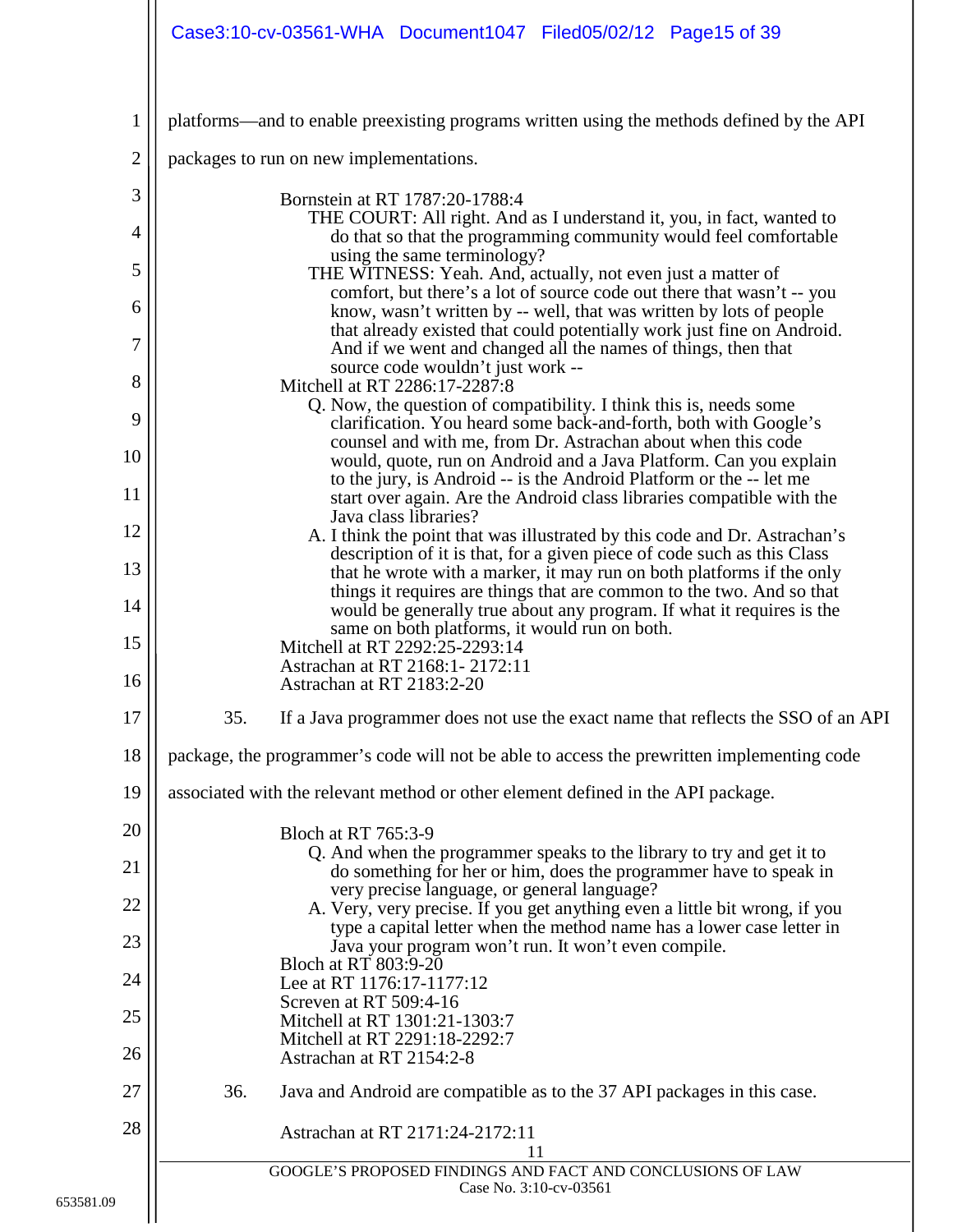platforms—and to enable preexisting programs written using the methods defined by the API packages to run on new implementations.

> Bornstein at RT 1787:20-1788:4
>
> THE COURT: All right. And as I understand it, you, in fact, wanted to do that so that the programming community would feel comfortable using the same terminology?
>
> THE WITNESS: Yeah. And, actually, not even just a matter of comfort, but there's a lot of source code out there that wasn't -- you know, wasn't written by -- well, that was written by lots of people that already existed that could potentially work just fine on Android. And if we went and changed all the names of things, then that source code wouldn't just work --
>
> Mitchell at RT 2286:17-2287:8
>
> Q. Now, the question of compatibility. I think this is, needs some clarification. You heard some back-and-forth, both with Google's counsel and with me, from Dr. Astrachan about when this code would, quote, run on Android and a Java Platform. Can you explain to the jury, is Android -- is the Android Platform or the -- let me start over again. Are the Android class libraries compatible with the Java class libraries?
>
> A. I think the point that was illustrated by this code and Dr. Astrachan's description of it is that, for a given piece of code such as this Class that he wrote with a marker, it may run on both platforms if the only things it requires are things that are common to the two. And so that would be generally true about any program. If what it requires is the same on both platforms, it would run on both.
>
> Mitchell at RT 2292:25-2293:14
> Astrachan at RT 2168:1- 2172:11
> Astrachan at RT 2183:2-20

35. If a Java programmer does not use the exact name that reflects the SSO of an API package, the programmer's code will not be able to access the prewritten implementing code associated with the relevant method or other element defined in the API package.

> Bloch at RT 765:3-9
>
> Q. And when the programmer speaks to the library to try and get it to do something for her or him, does the programmer have to speak in very precise language, or general language?
>
> A. Very, very precise. If you get anything even a little bit wrong, if you type a capital letter when the method name has a lower case letter in Java your program won't run. It won't even compile.
>
> Bloch at RT 803:9-20
> Lee at RT 1176:17-1177:12
> Screven at RT 509:4-16
> Mitchell at RT 1301:21-1303:7
> Mitchell at RT 2291:18-2292:7
> Astrachan at RT 2154:2-8

36. Java and Android are compatible as to the 37 API packages in this case.

> Astrachan at RT 2171:24-2172:11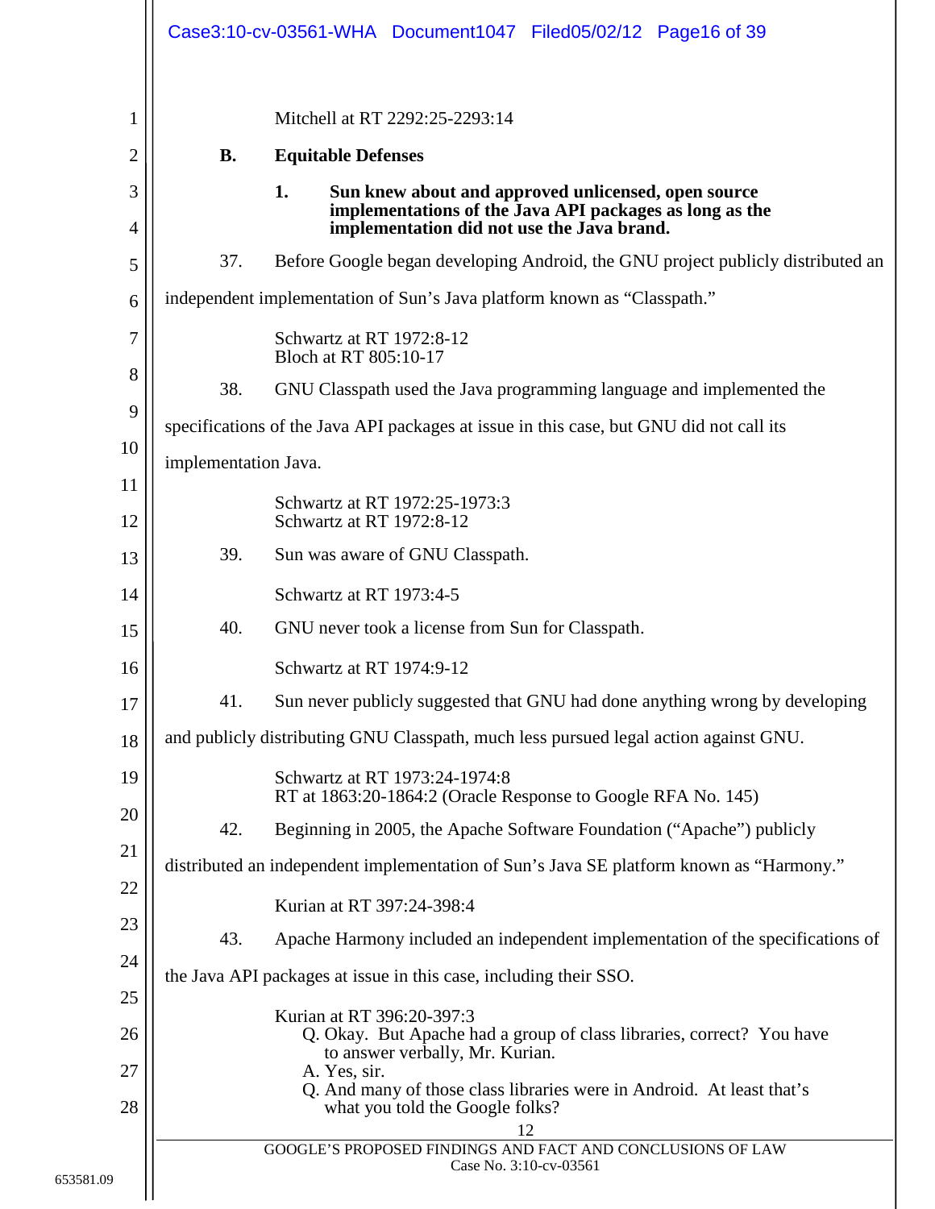Mitchell at RT 2292:25-2293:14

### B. Equitable Defenses

#### 1. Sun knew about and approved unlicensed, open source implementations of the Java API packages as long as the implementation did not use the Java brand.

37. Before Google began developing Android, the GNU project publicly distributed an independent implementation of Sun's Java platform known as "Classpath."

Schwartz at RT 1972:8-12
Bloch at RT 805:10-17

38. GNU Classpath used the Java programming language and implemented the specifications of the Java API packages at issue in this case, but GNU did not call its implementation Java.

Schwartz at RT 1972:25-1973:3
Schwartz at RT 1972:8-12

39. Sun was aware of GNU Classpath.

Schwartz at RT 1973:4-5

40. GNU never took a license from Sun for Classpath.

Schwartz at RT 1974:9-12

41. Sun never publicly suggested that GNU had done anything wrong by developing and publicly distributing GNU Classpath, much less pursued legal action against GNU.

Schwartz at RT 1973:24-1974:8
RT at 1863:20-1864:2 (Oracle Response to Google RFA No. 145)

42. Beginning in 2005, the Apache Software Foundation ("Apache") publicly distributed an independent implementation of Sun's Java SE platform known as "Harmony."

Kurian at RT 397:24-398:4

43. Apache Harmony included an independent implementation of the specifications of the Java API packages at issue in this case, including their SSO.

Kurian at RT 396:20-397:3
Q. Okay. But Apache had a group of class libraries, correct? You have to answer verbally, Mr. Kurian.
A. Yes, sir.
Q. And many of those class libraries were in Android. At least that's what you told the Google folks?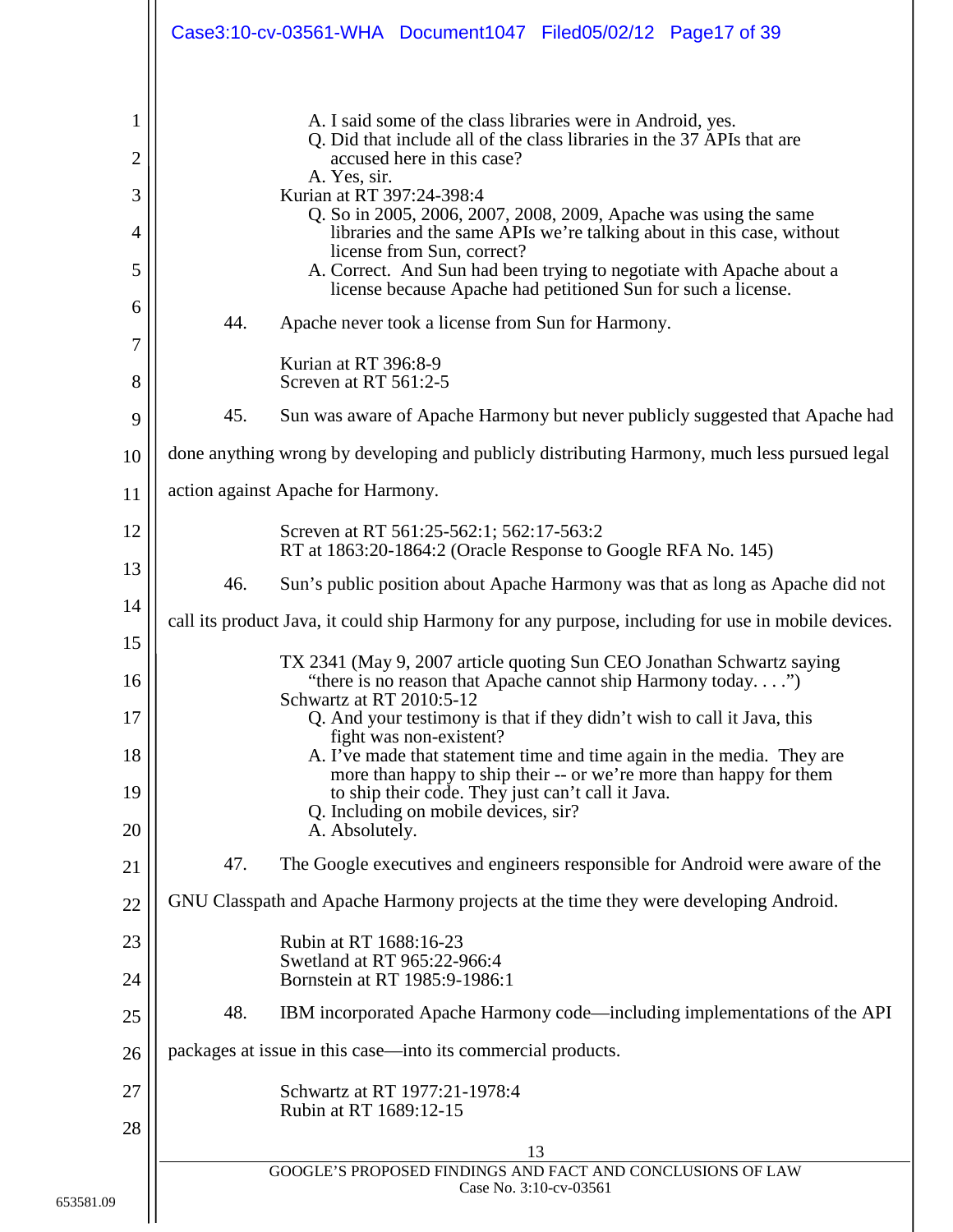A. I said some of the class libraries were in Android, yes.
Q. Did that include all of the class libraries in the 37 APIs that are accused here in this case?
A. Yes, sir.

Kurian at RT 397:24-398:4

Q. So in 2005, 2006, 2007, 2008, 2009, Apache was using the same libraries and the same APIs we're talking about in this case, without license from Sun, correct?
A. Correct. And Sun had been trying to negotiate with Apache about a license because Apache had petitioned Sun for such a license.

44. Apache never took a license from Sun for Harmony.

Kurian at RT 396:8-9
Screven at RT 561:2-5

45. Sun was aware of Apache Harmony but never publicly suggested that Apache had done anything wrong by developing and publicly distributing Harmony, much less pursued legal action against Apache for Harmony.

Screven at RT 561:25-562:1; 562:17-563:2
RT at 1863:20-1864:2 (Oracle Response to Google RFA No. 145)

46. Sun's public position about Apache Harmony was that as long as Apache did not call its product Java, it could ship Harmony for any purpose, including for use in mobile devices.

TX 2341 (May 9, 2007 article quoting Sun CEO Jonathan Schwartz saying "there is no reason that Apache cannot ship Harmony today. . . .")
Schwartz at RT 2010:5-12

Q. And your testimony is that if they didn't wish to call it Java, this fight was non-existent?
A. I've made that statement time and time again in the media. They are more than happy to ship their -- or we're more than happy for them to ship their code. They just can't call it Java.
Q. Including on mobile devices, sir?
A. Absolutely.

47. The Google executives and engineers responsible for Android were aware of the GNU Classpath and Apache Harmony projects at the time they were developing Android.

Rubin at RT 1688:16-23
Swetland at RT 965:22-966:4
Bornstein at RT 1985:9-1986:1

48. IBM incorporated Apache Harmony code—including implementations of the API packages at issue in this case—into its commercial products.

Schwartz at RT 1977:21-1978:4
Rubin at RT 1689:12-15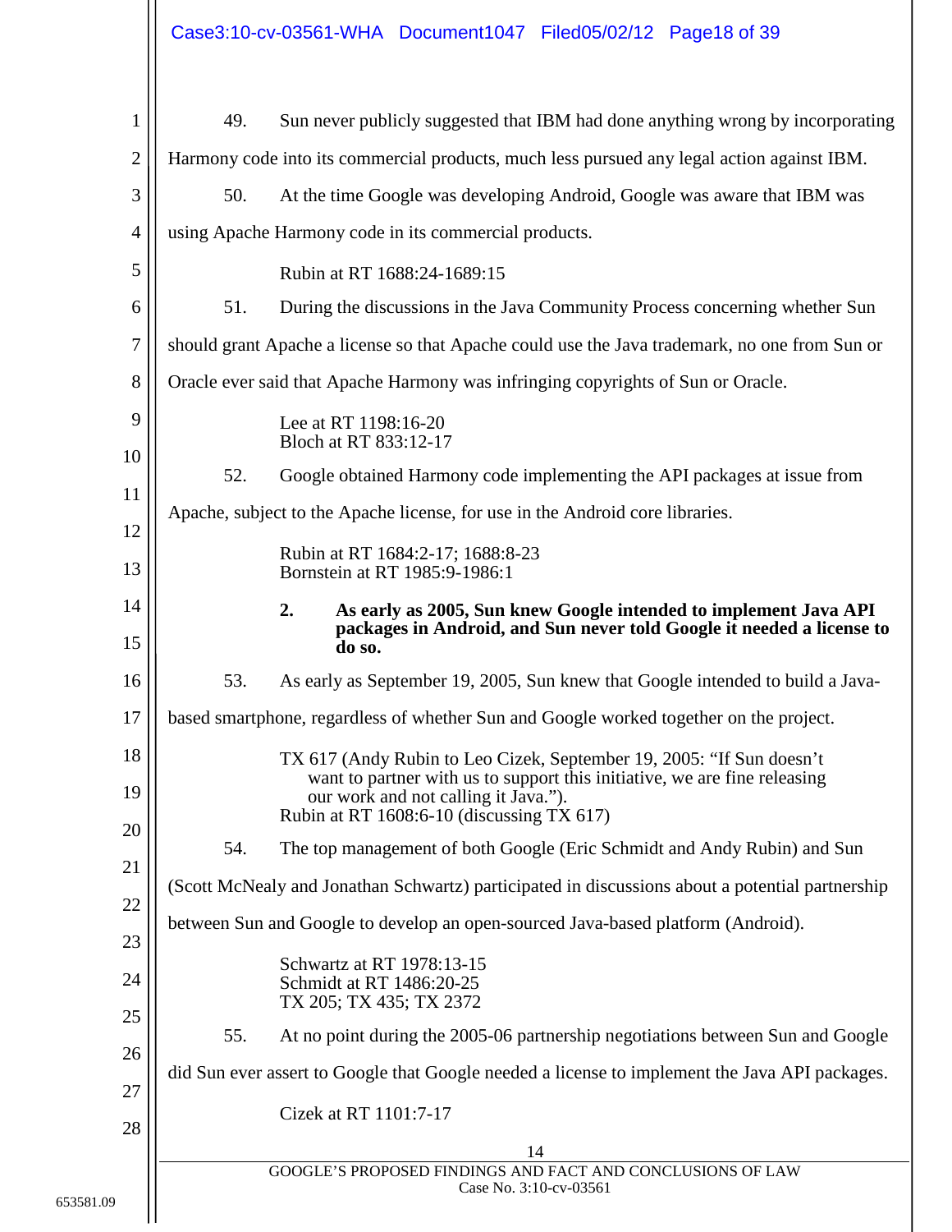49. Sun never publicly suggested that IBM had done anything wrong by incorporating Harmony code into its commercial products, much less pursued any legal action against IBM.

50. At the time Google was developing Android, Google was aware that IBM was using Apache Harmony code in its commercial products.

Rubin at RT 1688:24-1689:15

51. During the discussions in the Java Community Process concerning whether Sun should grant Apache a license so that Apache could use the Java trademark, no one from Sun or Oracle ever said that Apache Harmony was infringing copyrights of Sun or Oracle.

Lee at RT 1198:16-20
Bloch at RT 833:12-17

52. Google obtained Harmony code implementing the API packages at issue from Apache, subject to the Apache license, for use in the Android core libraries.

Rubin at RT 1684:2-17; 1688:8-23
Bornstein at RT 1985:9-1986:1

**2. As early as 2005, Sun knew Google intended to implement Java API packages in Android, and Sun never told Google it needed a license to do so.**

53. As early as September 19, 2005, Sun knew that Google intended to build a Java-based smartphone, regardless of whether Sun and Google worked together on the project.

TX 617 (Andy Rubin to Leo Cizek, September 19, 2005: "If Sun doesn't want to partner with us to support this initiative, we are fine releasing our work and not calling it Java.").
Rubin at RT 1608:6-10 (discussing TX 617)

54. The top management of both Google (Eric Schmidt and Andy Rubin) and Sun (Scott McNealy and Jonathan Schwartz) participated in discussions about a potential partnership between Sun and Google to develop an open-sourced Java-based platform (Android).

Schwartz at RT 1978:13-15
Schmidt at RT 1486:20-25
TX 205; TX 435; TX 2372

55. At no point during the 2005-06 partnership negotiations between Sun and Google did Sun ever assert to Google that Google needed a license to implement the Java API packages.

Cizek at RT 1101:7-17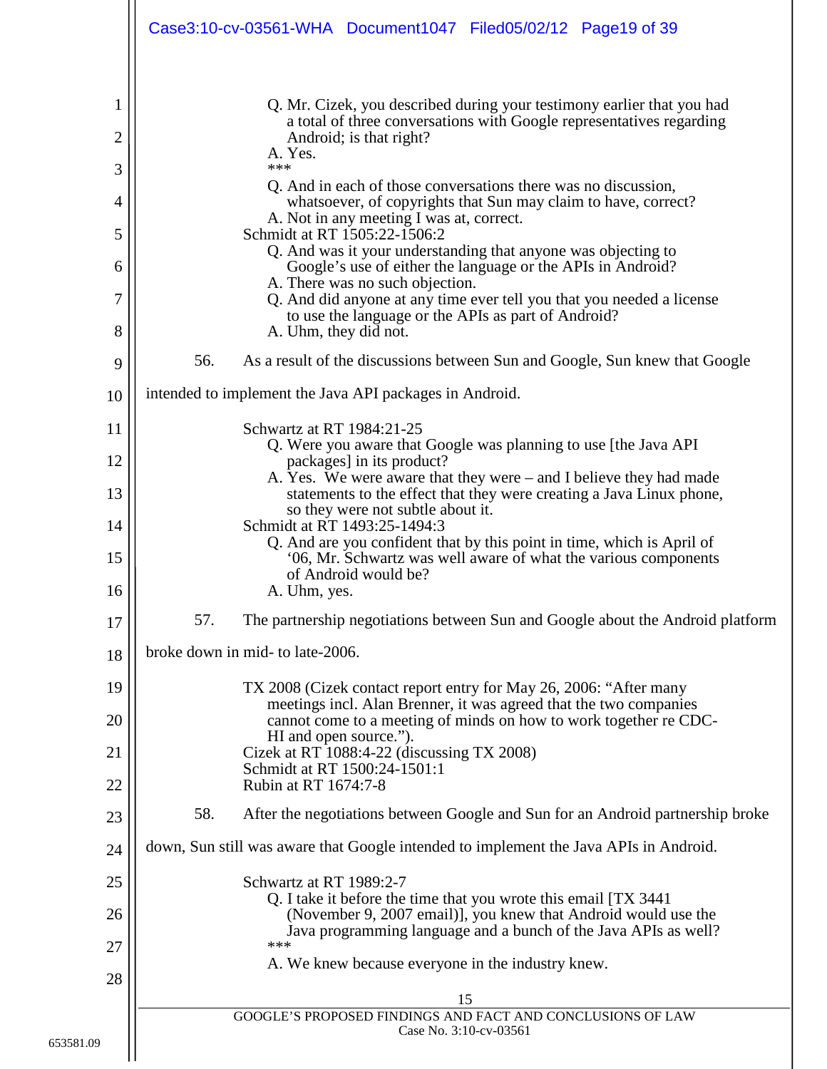> Q. Mr. Cizek, you described during your testimony earlier that you had a total of three conversations with Google representatives regarding Android; is that right?
>
> A. Yes.
>
> ***
>
> Q. And in each of those conversations there was no discussion, whatsoever, of copyrights that Sun may claim to have, correct?
>
> A. Not in any meeting I was at, correct.

Schmidt at RT 1505:22-1506:2

> Q. And was it your understanding that anyone was objecting to Google's use of either the language or the APIs in Android?
>
> A. There was no such objection.
>
> Q. And did anyone at any time ever tell you that you needed a license to use the language or the APIs as part of Android?
>
> A. Uhm, they did not.

56. As a result of the discussions between Sun and Google, Sun knew that Google intended to implement the Java API packages in Android.

Schwartz at RT 1984:21-25

> Q. Were you aware that Google was planning to use [the Java API packages] in its product?
>
> A. Yes. We were aware that they were – and I believe they had made statements to the effect that they were creating a Java Linux phone, so they were not subtle about it.

Schmidt at RT 1493:25-1494:3

> Q. And are you confident that by this point in time, which is April of '06, Mr. Schwartz was well aware of what the various components of Android would be?
>
> A. Uhm, yes.

57. The partnership negotiations between Sun and Google about the Android platform broke down in mid- to late-2006.

TX 2008 (Cizek contact report entry for May 26, 2006: "After many meetings incl. Alan Brenner, it was agreed that the two companies cannot come to a meeting of minds on how to work together re CDC-HI and open source.").
Cizek at RT 1088:4-22 (discussing TX 2008)
Schmidt at RT 1500:24-1501:1
Rubin at RT 1674:7-8

58. After the negotiations between Google and Sun for an Android partnership broke down, Sun still was aware that Google intended to implement the Java APIs in Android.

Schwartz at RT 1989:2-7

> Q. I take it before the time that you wrote this email [TX 3441 (November 9, 2007 email)], you knew that Android would use the Java programming language and a bunch of the Java APIs as well?
>
> ***
>
> A. We knew because everyone in the industry knew.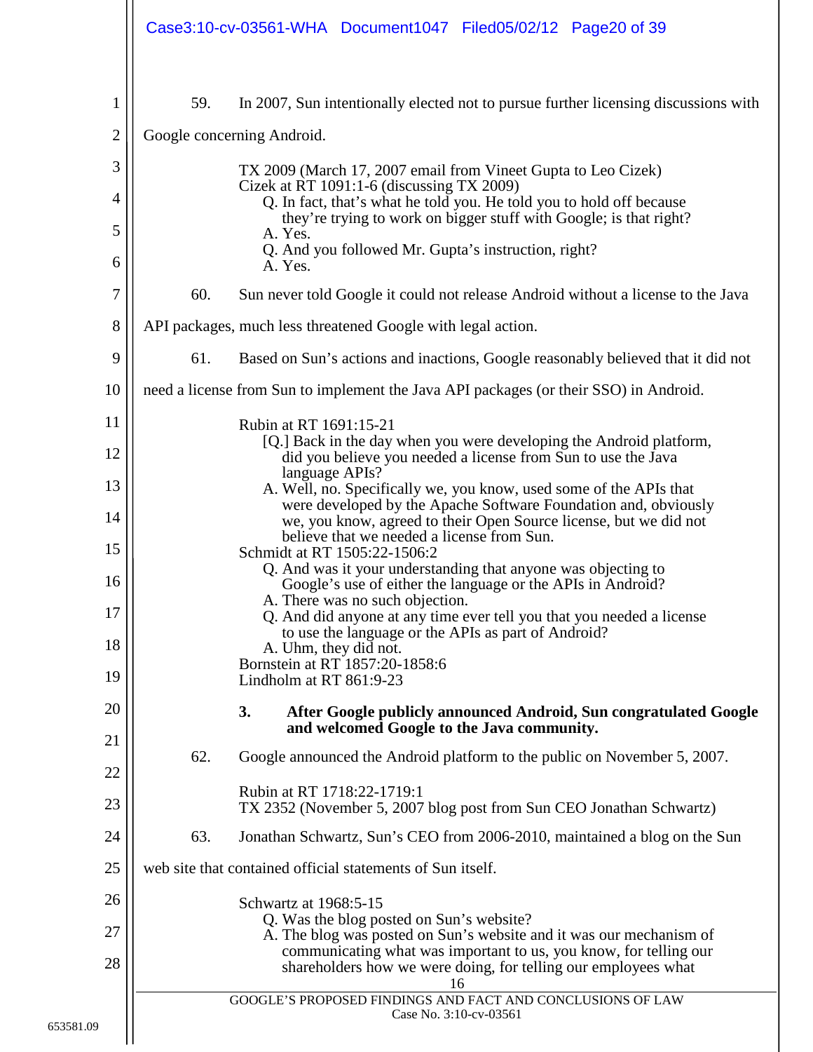59. In 2007, Sun intentionally elected not to pursue further licensing discussions with Google concerning Android.

> TX 2009 (March 17, 2007 email from Vineet Gupta to Leo Cizek)
> Cizek at RT 1091:1-6 (discussing TX 2009)
> Q. In fact, that's what he told you. He told you to hold off because they're trying to work on bigger stuff with Google; is that right?
> A. Yes.
> Q. And you followed Mr. Gupta's instruction, right?
> A. Yes.

60. Sun never told Google it could not release Android without a license to the Java API packages, much less threatened Google with legal action.

61. Based on Sun's actions and inactions, Google reasonably believed that it did not need a license from Sun to implement the Java API packages (or their SSO) in Android.

> Rubin at RT 1691:15-21
> [Q.] Back in the day when you were developing the Android platform, did you believe you needed a license from Sun to use the Java language APIs?
> A. Well, no. Specifically we, you know, used some of the APIs that were developed by the Apache Software Foundation and, obviously we, you know, agreed to their Open Source license, but we did not believe that we needed a license from Sun.
> Schmidt at RT 1505:22-1506:2
> Q. And was it your understanding that anyone was objecting to Google's use of either the language or the APIs in Android?
> A. There was no such objection.
> Q. And did anyone at any time ever tell you that you needed a license to use the language or the APIs as part of Android?
> A. Uhm, they did not.
> Bornstein at RT 1857:20-1858:6
> Lindholm at RT 861:9-23

### 3. After Google publicly announced Android, Sun congratulated Google and welcomed Google to the Java community.

62. Google announced the Android platform to the public on November 5, 2007.

> Rubin at RT 1718:22-1719:1
> TX 2352 (November 5, 2007 blog post from Sun CEO Jonathan Schwartz)

63. Jonathan Schwartz, Sun's CEO from 2006-2010, maintained a blog on the Sun web site that contained official statements of Sun itself.

> Schwartz at 1968:5-15
> Q. Was the blog posted on Sun's website?
> A. The blog was posted on Sun's website and it was our mechanism of communicating what was important to us, you know, for telling our shareholders how we were doing, for telling our employees what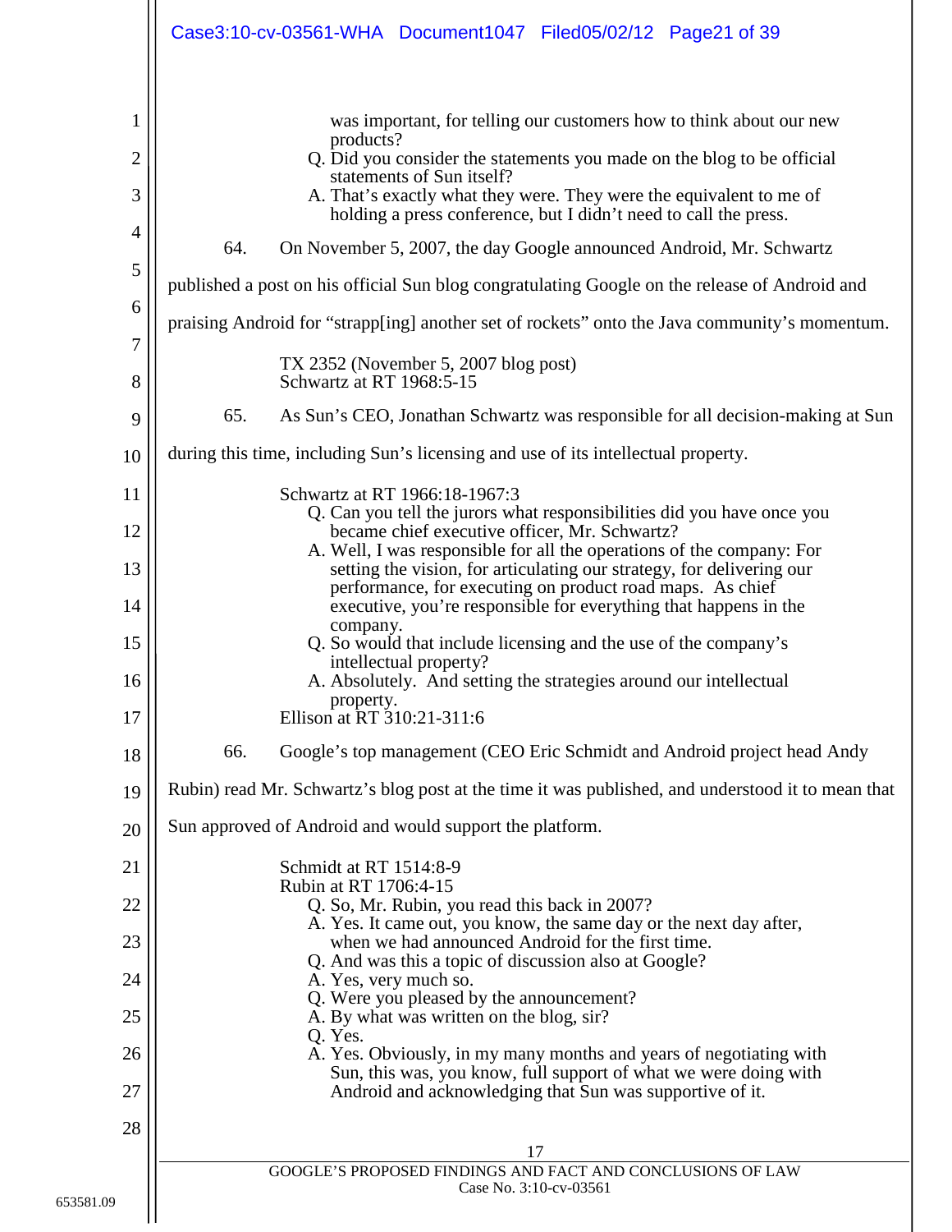> was important, for telling our customers how to think about our new products?
>
> Q. Did you consider the statements you made on the blog to be official statements of Sun itself?
>
> A. That's exactly what they were. They were the equivalent to me of holding a press conference, but I didn't need to call the press.

64. On November 5, 2007, the day Google announced Android, Mr. Schwartz published a post on his official Sun blog congratulating Google on the release of Android and praising Android for "strapp[ing] another set of rockets" onto the Java community's momentum.

> TX 2352 (November 5, 2007 blog post)
> Schwartz at RT 1968:5-15

65. As Sun's CEO, Jonathan Schwartz was responsible for all decision-making at Sun during this time, including Sun's licensing and use of its intellectual property.

> Schwartz at RT 1966:18-1967:3
>
> Q. Can you tell the jurors what responsibilities did you have once you became chief executive officer, Mr. Schwartz?
>
> A. Well, I was responsible for all the operations of the company: For setting the vision, for articulating our strategy, for delivering our performance, for executing on product road maps. As chief executive, you're responsible for everything that happens in the company.
>
> Q. So would that include licensing and the use of the company's intellectual property?
>
> A. Absolutely. And setting the strategies around our intellectual property.
>
> Ellison at RT 310:21-311:6

66. Google's top management (CEO Eric Schmidt and Android project head Andy Rubin) read Mr. Schwartz's blog post at the time it was published, and understood it to mean that Sun approved of Android and would support the platform.

> Schmidt at RT 1514:8-9
> Rubin at RT 1706:4-15
>
> Q. So, Mr. Rubin, you read this back in 2007?
>
> A. Yes. It came out, you know, the same day or the next day after, when we had announced Android for the first time.
>
> Q. And was this a topic of discussion also at Google?
>
> A. Yes, very much so.
>
> Q. Were you pleased by the announcement?
>
> A. By what was written on the blog, sir?
>
> Q. Yes.
>
> A. Yes. Obviously, in my many months and years of negotiating with Sun, this was, you know, full support of what we were doing with Android and acknowledging that Sun was supportive of it.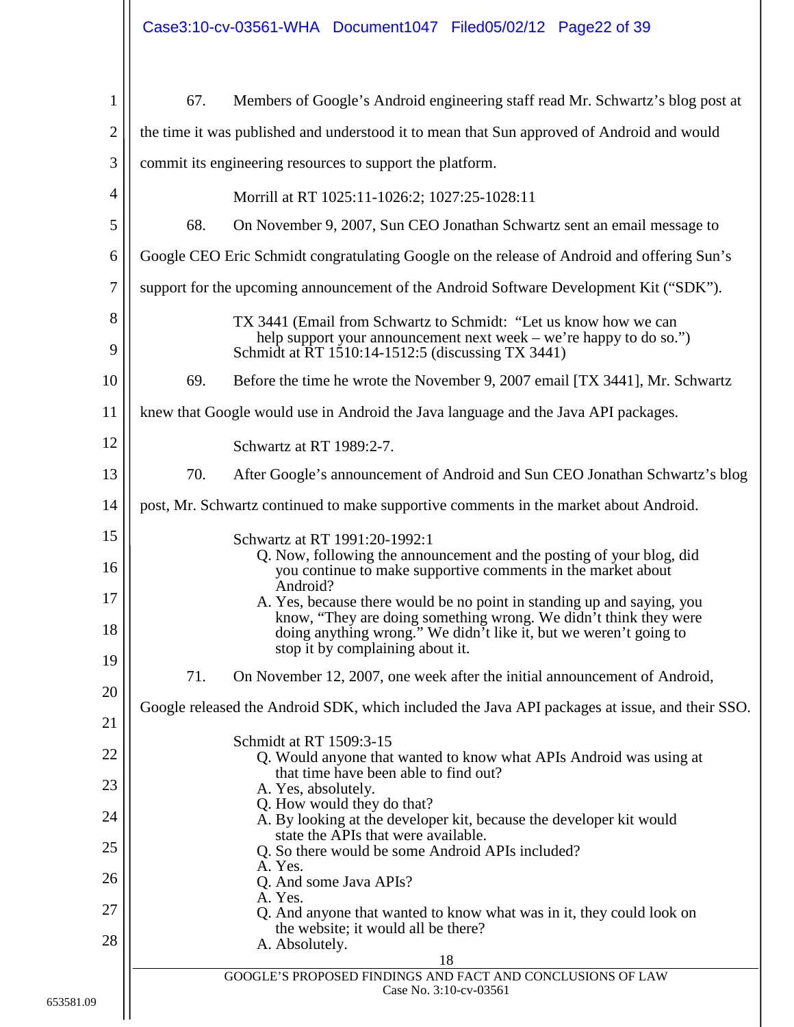67. Members of Google's Android engineering staff read Mr. Schwartz's blog post at the time it was published and understood it to mean that Sun approved of Android and would commit its engineering resources to support the platform.

> Morrill at RT 1025:11-1026:2; 1027:25-1028:11

68. On November 9, 2007, Sun CEO Jonathan Schwartz sent an email message to Google CEO Eric Schmidt congratulating Google on the release of Android and offering Sun's support for the upcoming announcement of the Android Software Development Kit ("SDK").

> TX 3441 (Email from Schwartz to Schmidt: "Let us know how we can help support your announcement next week – we're happy to do so.")
> Schmidt at RT 1510:14-1512:5 (discussing TX 3441)

69. Before the time he wrote the November 9, 2007 email [TX 3441], Mr. Schwartz knew that Google would use in Android the Java language and the Java API packages.

> Schwartz at RT 1989:2-7.

70. After Google's announcement of Android and Sun CEO Jonathan Schwartz's blog post, Mr. Schwartz continued to make supportive comments in the market about Android.

> Schwartz at RT 1991:20-1992:1
>
> Q. Now, following the announcement and the posting of your blog, did you continue to make supportive comments in the market about Android?
>
> A. Yes, because there would be no point in standing up and saying, you know, "They are doing something wrong. We didn't think they were doing anything wrong." We didn't like it, but we weren't going to stop it by complaining about it.

71. On November 12, 2007, one week after the initial announcement of Android, Google released the Android SDK, which included the Java API packages at issue, and their SSO.

> Schmidt at RT 1509:3-15
>
> Q. Would anyone that wanted to know what APIs Android was using at that time have been able to find out?
>
> A. Yes, absolutely.
>
> Q. How would they do that?
>
> A. By looking at the developer kit, because the developer kit would state the APIs that were available.
>
> Q. So there would be some Android APIs included?
>
> A. Yes.
>
> Q. And some Java APIs?
>
> A. Yes.
>
> Q. And anyone that wanted to know what was in it, they could look on the website; it would all be there?
>
> A. Absolutely.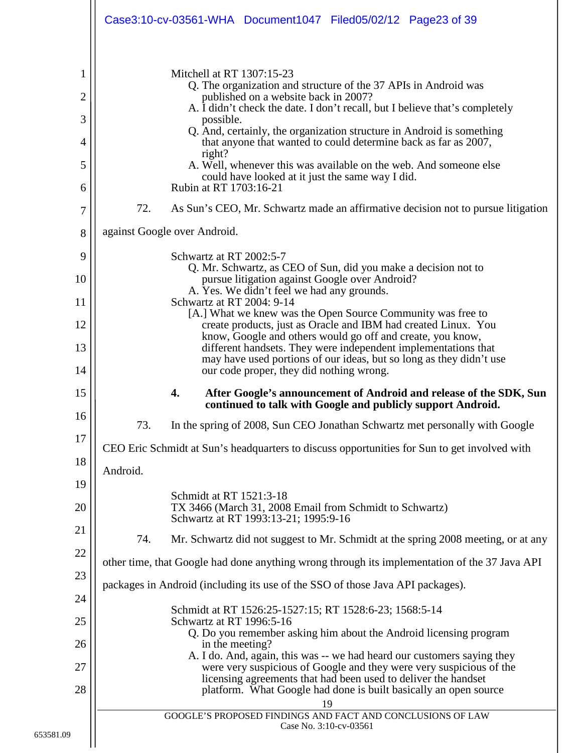Mitchell at RT 1307:15-23

> Q. The organization and structure of the 37 APIs in Android was published on a website back in 2007?
>
> A. I didn't check the date. I don't recall, but I believe that's completely possible.
>
> Q. And, certainly, the organization structure in Android is something that anyone that wanted to could determine back as far as 2007, right?
>
> A. Well, whenever this was available on the web. And someone else could have looked at it just the same way I did.

Rubin at RT 1703:16-21

72. As Sun's CEO, Mr. Schwartz made an affirmative decision not to pursue litigation against Google over Android.

Schwartz at RT 2002:5-7

> Q. Mr. Schwartz, as CEO of Sun, did you make a decision not to pursue litigation against Google over Android?
>
> A. Yes. We didn't feel we had any grounds.

Schwartz at RT 2004: 9-14

> [A.] What we knew was the Open Source Community was free to create products, just as Oracle and IBM had created Linux. You know, Google and others would go off and create, you know, different handsets. They were independent implementations that may have used portions of our ideas, but so long as they didn't use our code proper, they did nothing wrong.

**4. After Google's announcement of Android and release of the SDK, Sun continued to talk with Google and publicly support Android.**

73. In the spring of 2008, Sun CEO Jonathan Schwartz met personally with Google CEO Eric Schmidt at Sun's headquarters to discuss opportunities for Sun to get involved with Android.

Schmidt at RT 1521:3-18
TX 3466 (March 31, 2008 Email from Schmidt to Schwartz)
Schwartz at RT 1993:13-21; 1995:9-16

74. Mr. Schwartz did not suggest to Mr. Schmidt at the spring 2008 meeting, or at any other time, that Google had done anything wrong through its implementation of the 37 Java API packages in Android (including its use of the SSO of those Java API packages).

Schmidt at RT 1526:25-1527:15; RT 1528:6-23; 1568:5-14
Schwartz at RT 1996:5-16

> Q. Do you remember asking him about the Android licensing program in the meeting?
>
> A. I do. And, again, this was -- we had heard our customers saying they were very suspicious of Google and they were very suspicious of the licensing agreements that had been used to deliver the handset platform. What Google had done is built basically an open source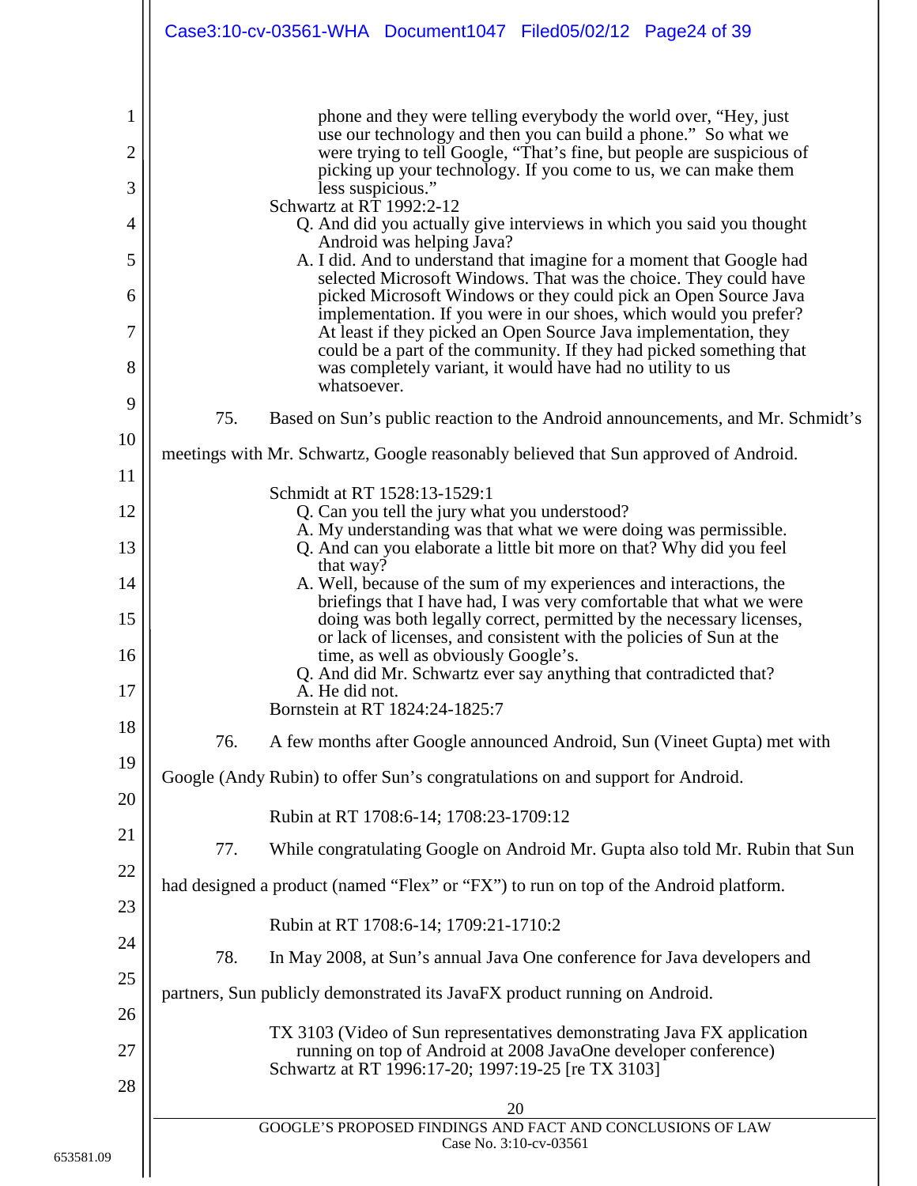> phone and they were telling everybody the world over, "Hey, just use our technology and then you can build a phone." So what we were trying to tell Google, "That's fine, but people are suspicious of picking up your technology. If you come to us, we can make them less suspicious."

Schwartz at RT 1992:2-12

> Q. And did you actually give interviews in which you said you thought Android was helping Java?
>
> A. I did. And to understand that imagine for a moment that Google had selected Microsoft Windows. That was the choice. They could have picked Microsoft Windows or they could pick an Open Source Java implementation. If you were in our shoes, which would you prefer? At least if they picked an Open Source Java implementation, they could be a part of the community. If they had picked something that was completely variant, it would have had no utility to us whatsoever.

75. Based on Sun's public reaction to the Android announcements, and Mr. Schmidt's meetings with Mr. Schwartz, Google reasonably believed that Sun approved of Android.

Schmidt at RT 1528:13-1529:1

> Q. Can you tell the jury what you understood?
>
> A. My understanding was that what we were doing was permissible.
>
> Q. And can you elaborate a little bit more on that? Why did you feel that way?
>
> A. Well, because of the sum of my experiences and interactions, the briefings that I have had, I was very comfortable that what we were doing was both legally correct, permitted by the necessary licenses, or lack of licenses, and consistent with the policies of Sun at the time, as well as obviously Google's.
>
> Q. And did Mr. Schwartz ever say anything that contradicted that?
>
> A. He did not.

Bornstein at RT 1824:24-1825:7

76. A few months after Google announced Android, Sun (Vineet Gupta) met with Google (Andy Rubin) to offer Sun's congratulations on and support for Android.

Rubin at RT 1708:6-14; 1708:23-1709:12

77. While congratulating Google on Android Mr. Gupta also told Mr. Rubin that Sun had designed a product (named "Flex" or "FX") to run on top of the Android platform.

Rubin at RT 1708:6-14; 1709:21-1710:2

78. In May 2008, at Sun's annual Java One conference for Java developers and partners, Sun publicly demonstrated its JavaFX product running on Android.

TX 3103 (Video of Sun representatives demonstrating Java FX application running on top of Android at 2008 JavaOne developer conference)
Schwartz at RT 1996:17-20; 1997:19-25 [re TX 3103]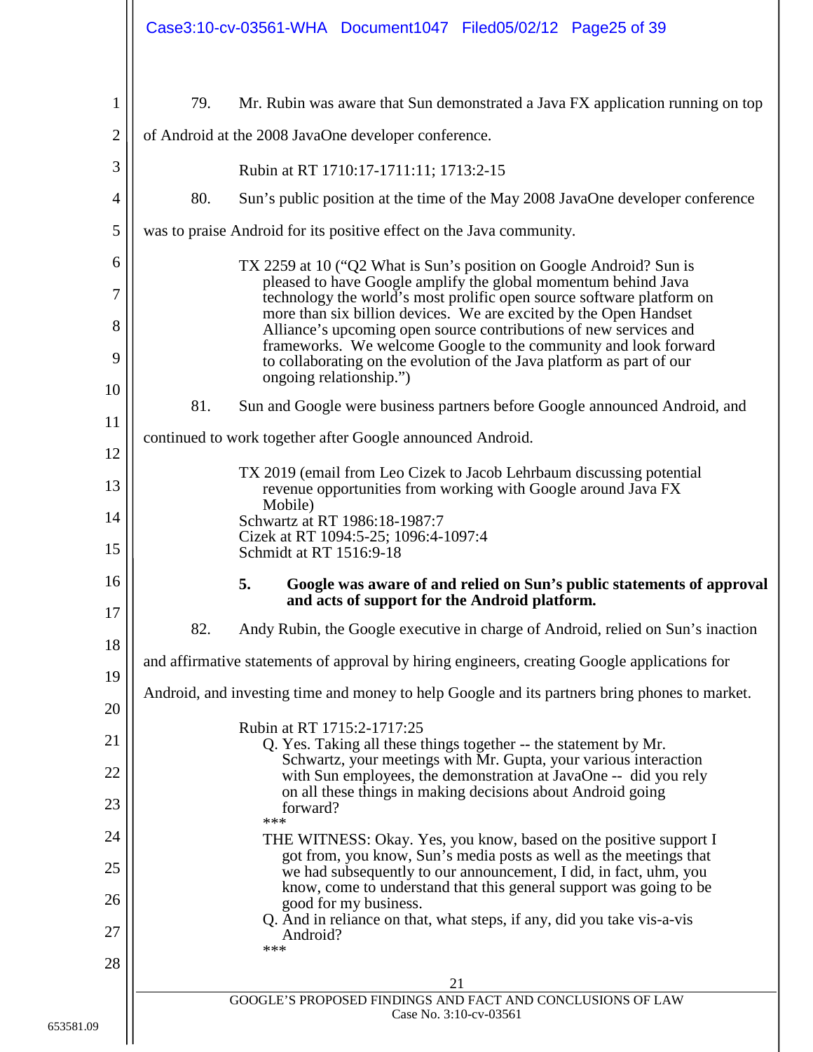79. Mr. Rubin was aware that Sun demonstrated a Java FX application running on top of Android at the 2008 JavaOne developer conference.

> Rubin at RT 1710:17-1711:11; 1713:2-15

80. Sun's public position at the time of the May 2008 JavaOne developer conference was to praise Android for its positive effect on the Java community.

> TX 2259 at 10 ("Q2 What is Sun's position on Google Android? Sun is pleased to have Google amplify the global momentum behind Java technology the world's most prolific open source software platform on more than six billion devices. We are excited by the Open Handset Alliance's upcoming open source contributions of new services and frameworks. We welcome Google to the community and look forward to collaborating on the evolution of the Java platform as part of our ongoing relationship.")

81. Sun and Google were business partners before Google announced Android, and continued to work together after Google announced Android.

> TX 2019 (email from Leo Cizek to Jacob Lehrbaum discussing potential revenue opportunities from working with Google around Java FX Mobile)
> Schwartz at RT 1986:18-1987:7
> Cizek at RT 1094:5-25; 1096:4-1097:4
> Schmidt at RT 1516:9-18

### 5. Google was aware of and relied on Sun's public statements of approval and acts of support for the Android platform.

82. Andy Rubin, the Google executive in charge of Android, relied on Sun's inaction and affirmative statements of approval by hiring engineers, creating Google applications for Android, and investing time and money to help Google and its partners bring phones to market.

> Rubin at RT 1715:2-1717:25
>
> Q. Yes. Taking all these things together -- the statement by Mr. Schwartz, your meetings with Mr. Gupta, your various interaction with Sun employees, the demonstration at JavaOne -- did you rely on all these things in making decisions about Android going forward?
>
> ***
>
> THE WITNESS: Okay. Yes, you know, based on the positive support I got from, you know, Sun's media posts as well as the meetings that we had subsequently to our announcement, I did, in fact, uhm, you know, come to understand that this general support was going to be good for my business.
>
> Q. And in reliance on that, what steps, if any, did you take vis-a-vis Android?
>
> ***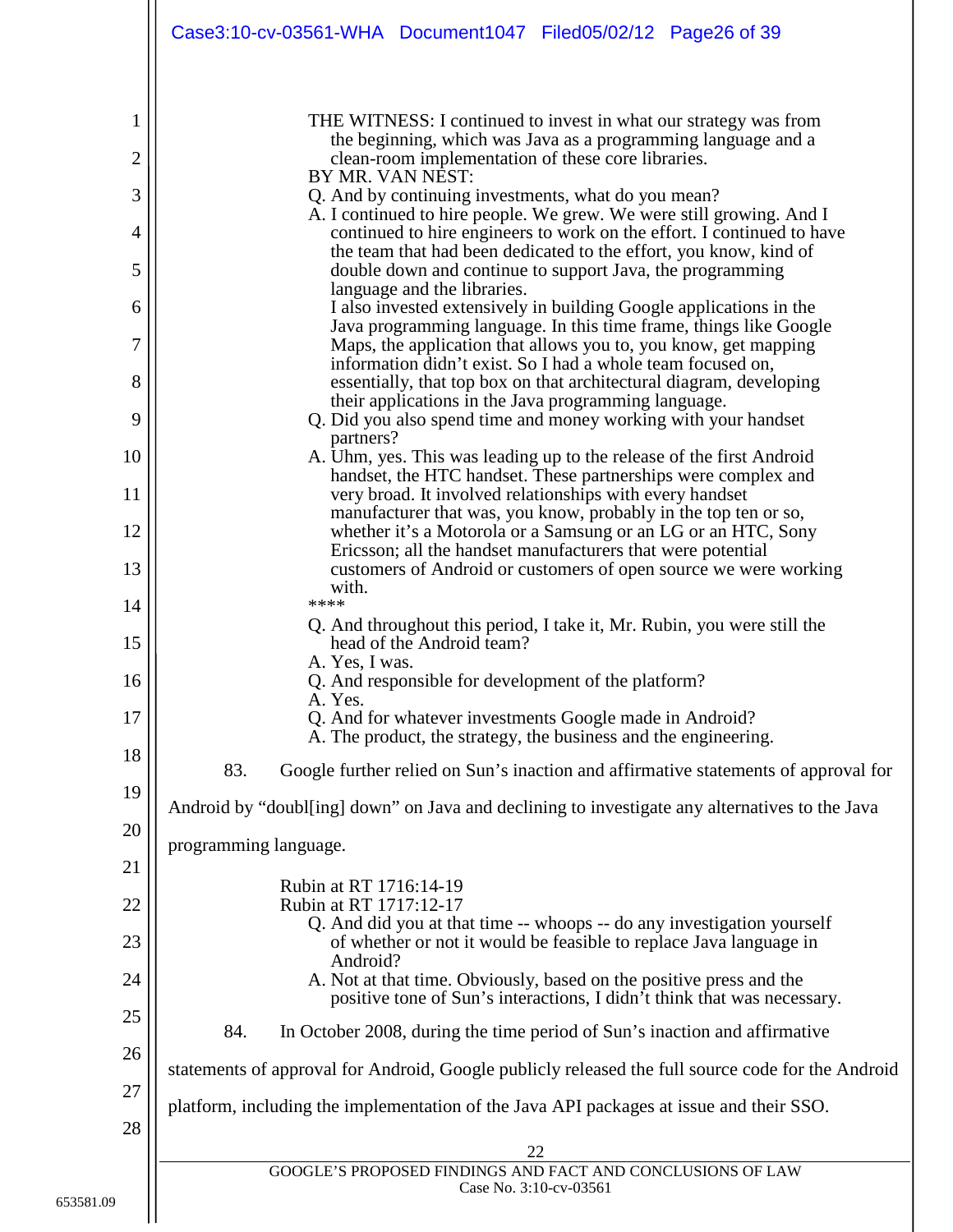THE WITNESS: I continued to invest in what our strategy was from the beginning, which was Java as a programming language and a clean-room implementation of these core libraries.

BY MR. VAN NEST:

Q. And by continuing investments, what do you mean?

A. I continued to hire people. We grew. We were still growing. And I continued to hire engineers to work on the effort. I continued to have the team that had been dedicated to the effort, you know, kind of double down and continue to support Java, the programming language and the libraries.

I also invested extensively in building Google applications in the Java programming language. In this time frame, things like Google Maps, the application that allows you to, you know, get mapping information didn't exist. So I had a whole team focused on, essentially, that top box on that architectural diagram, developing their applications in the Java programming language.

Q. Did you also spend time and money working with your handset partners?

A. Uhm, yes. This was leading up to the release of the first Android handset, the HTC handset. These partnerships were complex and very broad. It involved relationships with every handset manufacturer that was, you know, probably in the top ten or so, whether it's a Motorola or a Samsung or an LG or an HTC, Sony Ericsson; all the handset manufacturers that were potential customers of Android or customers of open source we were working with.

****

Q. And throughout this period, I take it, Mr. Rubin, you were still the head of the Android team?

A. Yes, I was.

Q. And responsible for development of the platform?

A. Yes.

Q. And for whatever investments Google made in Android?

A. The product, the strategy, the business and the engineering.

83. Google further relied on Sun's inaction and affirmative statements of approval for Android by "doubl[ing] down" on Java and declining to investigate any alternatives to the Java programming language.

Rubin at RT 1716:14-19

Rubin at RT 1717:12-17

Q. And did you at that time -- whoops -- do any investigation yourself of whether or not it would be feasible to replace Java language in Android?

A. Not at that time. Obviously, based on the positive press and the positive tone of Sun's interactions, I didn't think that was necessary.

84. In October 2008, during the time period of Sun's inaction and affirmative statements of approval for Android, Google publicly released the full source code for the Android platform, including the implementation of the Java API packages at issue and their SSO.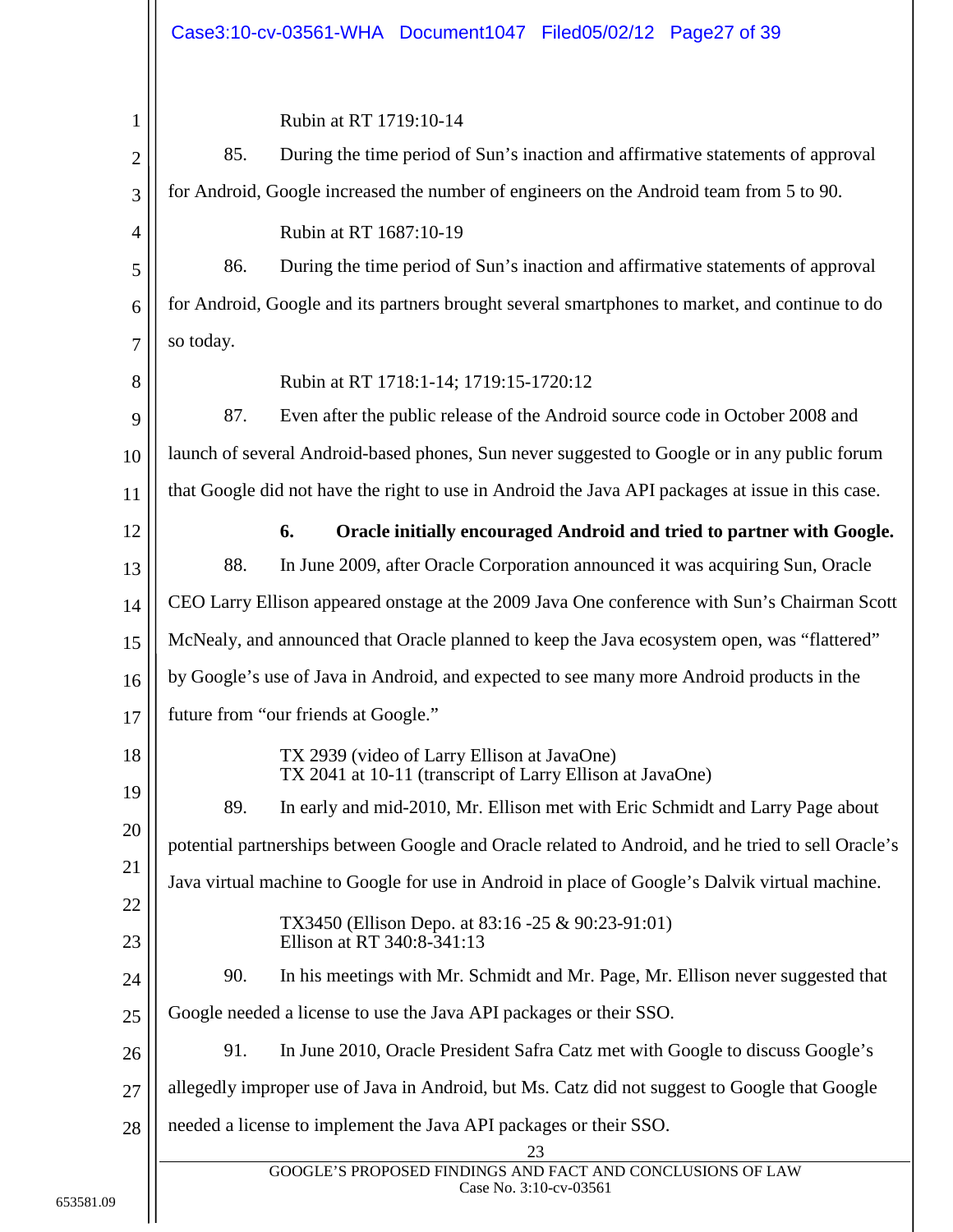Rubin at RT 1719:10-14

85. During the time period of Sun's inaction and affirmative statements of approval for Android, Google increased the number of engineers on the Android team from 5 to 90.

Rubin at RT 1687:10-19

86. During the time period of Sun's inaction and affirmative statements of approval for Android, Google and its partners brought several smartphones to market, and continue to do so today.

Rubin at RT 1718:1-14; 1719:15-1720:12

87. Even after the public release of the Android source code in October 2008 and launch of several Android-based phones, Sun never suggested to Google or in any public forum that Google did not have the right to use in Android the Java API packages at issue in this case.

**6. Oracle initially encouraged Android and tried to partner with Google.**

88. In June 2009, after Oracle Corporation announced it was acquiring Sun, Oracle CEO Larry Ellison appeared onstage at the 2009 Java One conference with Sun's Chairman Scott McNealy, and announced that Oracle planned to keep the Java ecosystem open, was "flattered" by Google's use of Java in Android, and expected to see many more Android products in the future from "our friends at Google."

TX 2939 (video of Larry Ellison at JavaOne)
TX 2041 at 10-11 (transcript of Larry Ellison at JavaOne)

89. In early and mid-2010, Mr. Ellison met with Eric Schmidt and Larry Page about potential partnerships between Google and Oracle related to Android, and he tried to sell Oracle's Java virtual machine to Google for use in Android in place of Google's Dalvik virtual machine.

TX3450 (Ellison Depo. at 83:16 -25 & 90:23-91:01)
Ellison at RT 340:8-341:13

90. In his meetings with Mr. Schmidt and Mr. Page, Mr. Ellison never suggested that Google needed a license to use the Java API packages or their SSO.

91. In June 2010, Oracle President Safra Catz met with Google to discuss Google's allegedly improper use of Java in Android, but Ms. Catz did not suggest to Google that Google needed a license to implement the Java API packages or their SSO.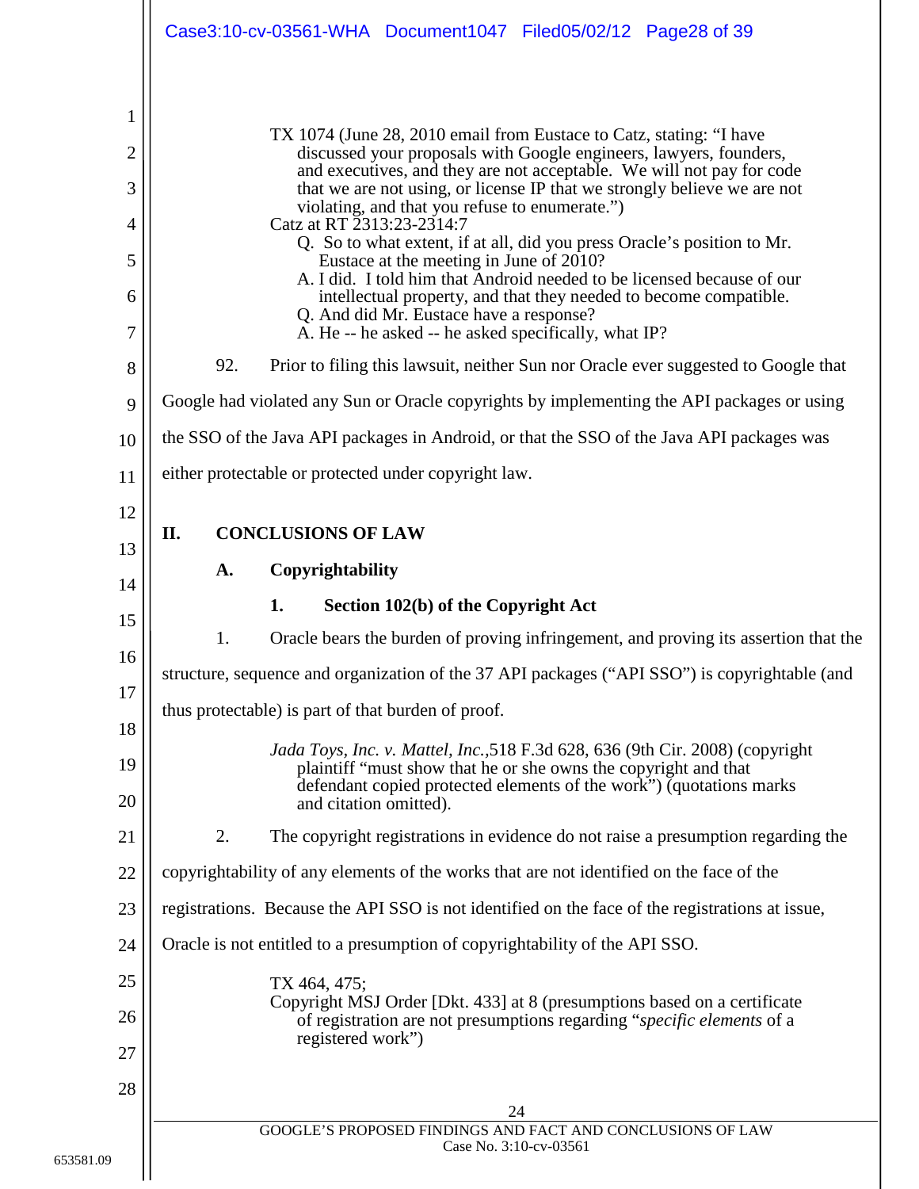TX 1074 (June 28, 2010 email from Eustace to Catz, stating: "I have discussed your proposals with Google engineers, lawyers, founders, and executives, and they are not acceptable. We will not pay for code that we are not using, or license IP that we strongly believe we are not violating, and that you refuse to enumerate.")

Catz at RT 2313:23-2314:7

> Q. So to what extent, if at all, did you press Oracle's position to Mr. Eustace at the meeting in June of 2010?
> A. I did. I told him that Android needed to be licensed because of our intellectual property, and that they needed to become compatible.
> Q. And did Mr. Eustace have a response?
> A. He -- he asked -- he asked specifically, what IP?

92. Prior to filing this lawsuit, neither Sun nor Oracle ever suggested to Google that Google had violated any Sun or Oracle copyrights by implementing the API packages or using the SSO of the Java API packages in Android, or that the SSO of the Java API packages was either protectable or protected under copyright law.

## II. CONCLUSIONS OF LAW

### A. Copyrightability

#### 1. Section 102(b) of the Copyright Act

1. Oracle bears the burden of proving infringement, and proving its assertion that the structure, sequence and organization of the 37 API packages ("API SSO") is copyrightable (and thus protectable) is part of that burden of proof.

> *Jada Toys, Inc. v. Mattel, Inc.*,518 F.3d 628, 636 (9th Cir. 2008) (copyright plaintiff "must show that he or she owns the copyright and that defendant copied protected elements of the work") (quotations marks and citation omitted).

2. The copyright registrations in evidence do not raise a presumption regarding the copyrightability of any elements of the works that are not identified on the face of the registrations. Because the API SSO is not identified on the face of the registrations at issue, Oracle is not entitled to a presumption of copyrightability of the API SSO.

> TX 464, 475;
> Copyright MSJ Order [Dkt. 433] at 8 (presumptions based on a certificate of registration are not presumptions regarding "*specific elements* of a registered work")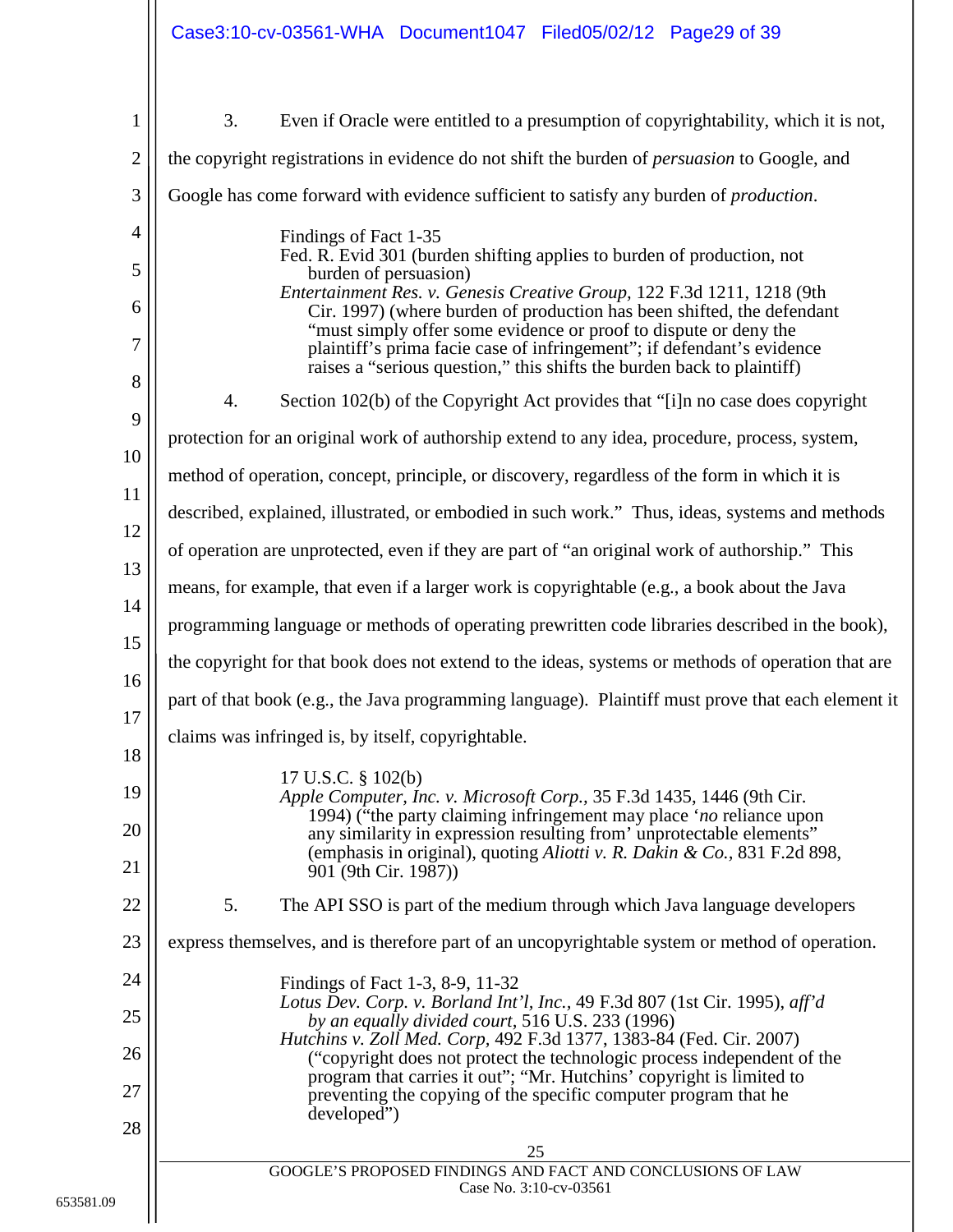3. Even if Oracle were entitled to a presumption of copyrightability, which it is not, the copyright registrations in evidence do not shift the burden of *persuasion* to Google, and Google has come forward with evidence sufficient to satisfy any burden of *production*.

> Findings of Fact 1-35
> Fed. R. Evid 301 (burden shifting applies to burden of production, not burden of persuasion)
> *Entertainment Res. v. Genesis Creative Group*, 122 F.3d 1211, 1218 (9th Cir. 1997) (where burden of production has been shifted, the defendant "must simply offer some evidence or proof to dispute or deny the plaintiff's prima facie case of infringement"; if defendant's evidence raises a "serious question," this shifts the burden back to plaintiff)

4. Section 102(b) of the Copyright Act provides that "[i]n no case does copyright protection for an original work of authorship extend to any idea, procedure, process, system, method of operation, concept, principle, or discovery, regardless of the form in which it is described, explained, illustrated, or embodied in such work." Thus, ideas, systems and methods of operation are unprotected, even if they are part of "an original work of authorship." This means, for example, that even if a larger work is copyrightable (e.g., a book about the Java programming language or methods of operating prewritten code libraries described in the book), the copyright for that book does not extend to the ideas, systems or methods of operation that are part of that book (e.g., the Java programming language). Plaintiff must prove that each element it claims was infringed is, by itself, copyrightable.

> 17 U.S.C. § 102(b)
> *Apple Computer, Inc. v. Microsoft Corp.*, 35 F.3d 1435, 1446 (9th Cir. 1994) ("the party claiming infringement may place '*no* reliance upon any similarity in expression resulting from' unprotectable elements" (emphasis in original), quoting *Aliotti v. R. Dakin & Co.*, 831 F.2d 898, 901 (9th Cir. 1987))

5. The API SSO is part of the medium through which Java language developers express themselves, and is therefore part of an uncopyrightable system or method of operation.

> Findings of Fact 1-3, 8-9, 11-32
> *Lotus Dev. Corp. v. Borland Int'l, Inc.*, 49 F.3d 807 (1st Cir. 1995), *aff'd by an equally divided court*, 516 U.S. 233 (1996)
> *Hutchins v. Zoll Med. Corp*, 492 F.3d 1377, 1383-84 (Fed. Cir. 2007) ("copyright does not protect the technologic process independent of the program that carries it out"; "Mr. Hutchins' copyright is limited to preventing the copying of the specific computer program that he developed")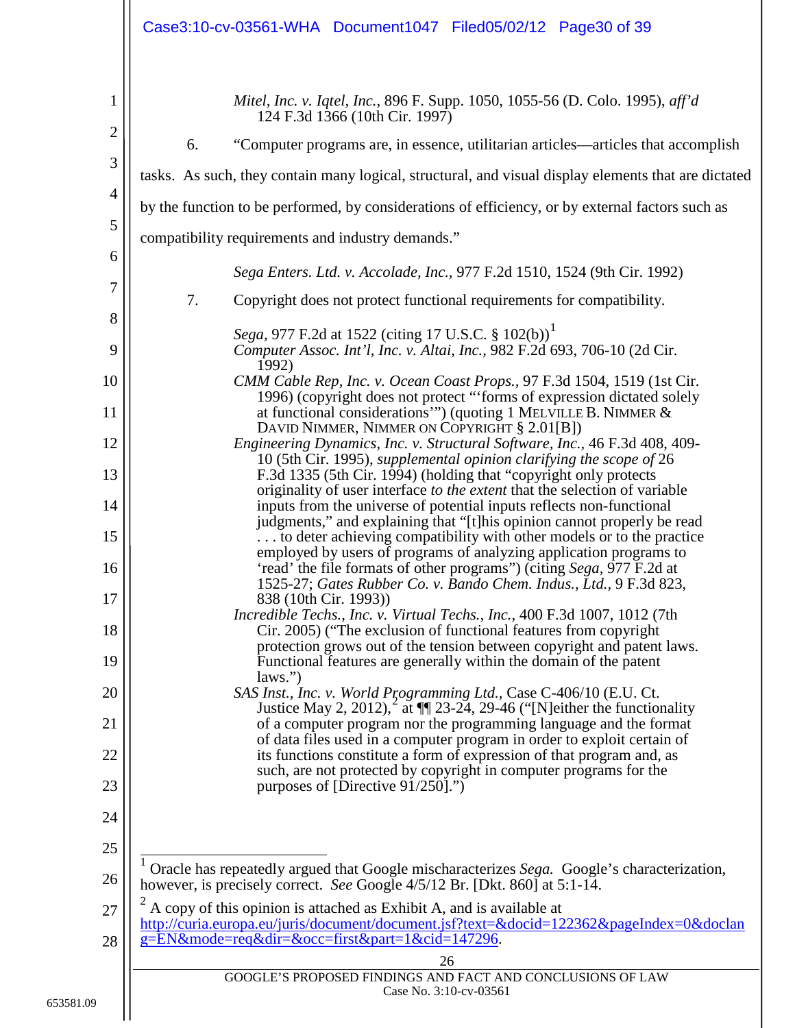*Mitel, Inc. v. Iqtel, Inc.*, 896 F. Supp. 1050, 1055-56 (D. Colo. 1995), *aff'd* 124 F.3d 1366 (10th Cir. 1997)

6. "Computer programs are, in essence, utilitarian articles—articles that accomplish tasks. As such, they contain many logical, structural, and visual display elements that are dictated by the function to be performed, by considerations of efficiency, or by external factors such as compatibility requirements and industry demands."

*Sega Enters. Ltd. v. Accolade, Inc.*, 977 F.2d 1510, 1524 (9th Cir. 1992)

7. Copyright does not protect functional requirements for compatibility.

*Sega*, 977 F.2d at 1522 (citing 17 U.S.C. § 102(b))[1]
*Computer Assoc. Int'l, Inc. v. Altai, Inc.*, 982 F.2d 693, 706-10 (2d Cir. 1992)
*CMM Cable Rep, Inc. v. Ocean Coast Props.*, 97 F.3d 1504, 1519 (1st Cir. 1996) (copyright does not protect "'forms of expression dictated solely at functional considerations'") (quoting 1 MELVILLE B. NIMMER & DAVID NIMMER, NIMMER ON COPYRIGHT § 2.01[B])
*Engineering Dynamics, Inc. v. Structural Software, Inc.*, 46 F.3d 408, 409-10 (5th Cir. 1995), *supplemental opinion clarifying the scope of* 26 F.3d 1335 (5th Cir. 1994) (holding that "copyright only protects originality of user interface *to the extent* that the selection of variable inputs from the universe of potential inputs reflects non-functional judgments," and explaining that "[t]his opinion cannot properly be read . . . to deter achieving compatibility with other models or to the practice employed by users of programs of analyzing application programs to 'read' the file formats of other programs") (citing *Sega,* 977 F.2d at 1525-27; *Gates Rubber Co. v. Bando Chem. Indus., Ltd.*, 9 F.3d 823, 838 (10th Cir. 1993))
*Incredible Techs., Inc. v. Virtual Techs., Inc.*, 400 F.3d 1007, 1012 (7th Cir. 2005) ("The exclusion of functional features from copyright protection grows out of the tension between copyright and patent laws. Functional features are generally within the domain of the patent laws.")
*SAS Inst., Inc. v. World Programming Ltd.*, Case C-406/10 (E.U. Ct. Justice May 2, 2012),[2] at ¶¶ 23-24, 29-46 ("[N]either the functionality of a computer program nor the programming language and the format of data files used in a computer program in order to exploit certain of its functions constitute a form of expression of that program and, as such, are not protected by copyright in computer programs for the purposes of [Directive 91/250].")

---

[1] Oracle has repeatedly argued that Google mischaracterizes *Sega.* Google's characterization, however, is precisely correct. *See* Google 4/5/12 Br. [Dkt. 860] at 5:1-14.

[2] A copy of this opinion is attached as Exhibit A, and is available at http://curia.europa.eu/juris/document/document.jsf?text=&docid=122362&pageIndex=0&doclang=EN&mode=req&dir=&occ=first&part=1&cid=147296.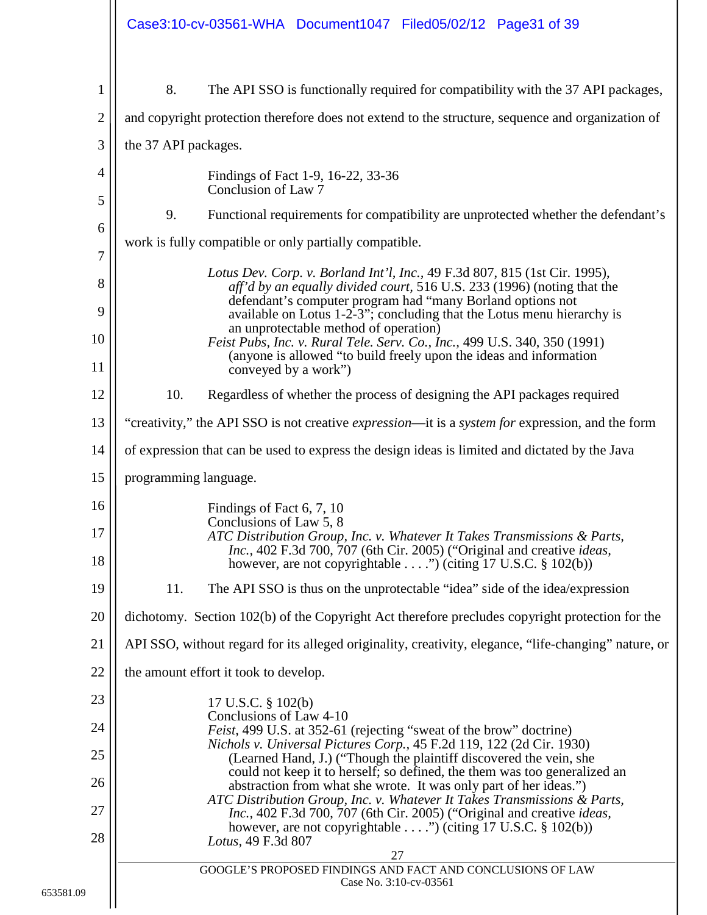8. The API SSO is functionally required for compatibility with the 37 API packages, and copyright protection therefore does not extend to the structure, sequence and organization of the 37 API packages.

> Findings of Fact 1-9, 16-22, 33-36
> Conclusion of Law 7

9. Functional requirements for compatibility are unprotected whether the defendant's work is fully compatible or only partially compatible.

> *Lotus Dev. Corp. v. Borland Int'l, Inc.*, 49 F.3d 807, 815 (1st Cir. 1995), *aff'd by an equally divided court,* 516 U.S. 233 (1996) (noting that the defendant's computer program had "many Borland options not available on Lotus 1-2-3"; concluding that the Lotus menu hierarchy is an unprotectable method of operation)
> *Feist Pubs, Inc. v. Rural Tele. Serv. Co., Inc.,* 499 U.S. 340, 350 (1991) (anyone is allowed "to build freely upon the ideas and information conveyed by a work")

10. Regardless of whether the process of designing the API packages required "creativity," the API SSO is not creative *expression*—it is a *system for* expression, and the form of expression that can be used to express the design ideas is limited and dictated by the Java programming language.

> Findings of Fact 6, 7, 10
> Conclusions of Law 5, 8
> *ATC Distribution Group, Inc. v. Whatever It Takes Transmissions & Parts, Inc.,* 402 F.3d 700, 707 (6th Cir. 2005) ("Original and creative *ideas*, however, are not copyrightable . . . .") (citing 17 U.S.C. § 102(b))

11. The API SSO is thus on the unprotectable "idea" side of the idea/expression dichotomy. Section 102(b) of the Copyright Act therefore precludes copyright protection for the API SSO, without regard for its alleged originality, creativity, elegance, "life-changing" nature, or the amount effort it took to develop.

> 17 U.S.C. § 102(b)
> Conclusions of Law 4-10
> *Feist,* 499 U.S. at 352-61 (rejecting "sweat of the brow" doctrine)
> *Nichols v. Universal Pictures Corp.,* 45 F.2d 119, 122 (2d Cir. 1930) (Learned Hand, J.) ("Though the plaintiff discovered the vein, she could not keep it to herself; so defined, the them was too generalized an abstraction from what she wrote. It was only part of her ideas.")
> *ATC Distribution Group, Inc. v. Whatever It Takes Transmissions & Parts, Inc.,* 402 F.3d 700, 707 (6th Cir. 2005) ("Original and creative *ideas*, however, are not copyrightable . . . .") (citing 17 U.S.C. § 102(b))
> *Lotus,* 49 F.3d 807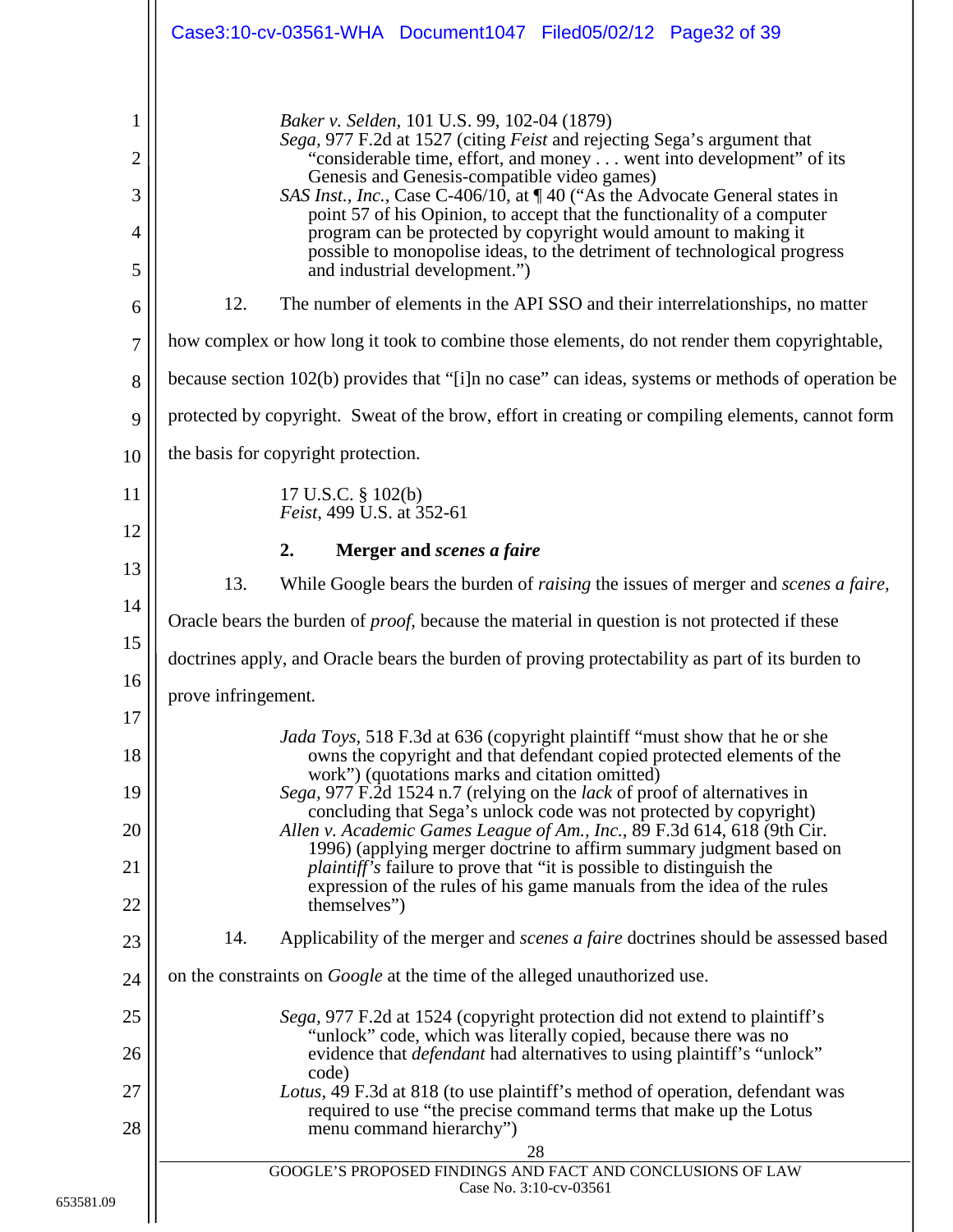*Baker v. Selden*, 101 U.S. 99, 102-04 (1879)
*Sega*, 977 F.2d at 1527 (citing *Feist* and rejecting Sega's argument that "considerable time, effort, and money . . . went into development" of its Genesis and Genesis-compatible video games)
*SAS Inst., Inc.*, Case C-406/10, at ¶ 40 ("As the Advocate General states in point 57 of his Opinion, to accept that the functionality of a computer program can be protected by copyright would amount to making it possible to monopolise ideas, to the detriment of technological progress and industrial development.")

12. The number of elements in the API SSO and their interrelationships, no matter how complex or how long it took to combine those elements, do not render them copyrightable, because section 102(b) provides that "[i]n no case" can ideas, systems or methods of operation be protected by copyright. Sweat of the brow, effort in creating or compiling elements, cannot form the basis for copyright protection.

17 U.S.C. § 102(b)
*Feist*, 499 U.S. at 352-61

### 2. Merger and *scenes a faire*

13. While Google bears the burden of *raising* the issues of merger and *scenes a faire,* Oracle bears the burden of *proof,* because the material in question is not protected if these doctrines apply, and Oracle bears the burden of proving protectability as part of its burden to prove infringement.

*Jada Toys*, 518 F.3d at 636 (copyright plaintiff "must show that he or she owns the copyright and that defendant copied protected elements of the work") (quotations marks and citation omitted)
*Sega,* 977 F.2d 1524 n.7 (relying on the *lack* of proof of alternatives in concluding that Sega's unlock code was not protected by copyright)
*Allen v. Academic Games League of Am., Inc.,* 89 F.3d 614, 618 (9th Cir. 1996) (applying merger doctrine to affirm summary judgment based on *plaintiff's* failure to prove that "it is possible to distinguish the expression of the rules of his game manuals from the idea of the rules themselves")

14. Applicability of the merger and *scenes a faire* doctrines should be assessed based on the constraints on *Google* at the time of the alleged unauthorized use.

*Sega,* 977 F.2d at 1524 (copyright protection did not extend to plaintiff's "unlock" code, which was literally copied, because there was no evidence that *defendant* had alternatives to using plaintiff's "unlock" code)
*Lotus,* 49 F.3d at 818 (to use plaintiff's method of operation, defendant was required to use "the precise command terms that make up the Lotus menu command hierarchy")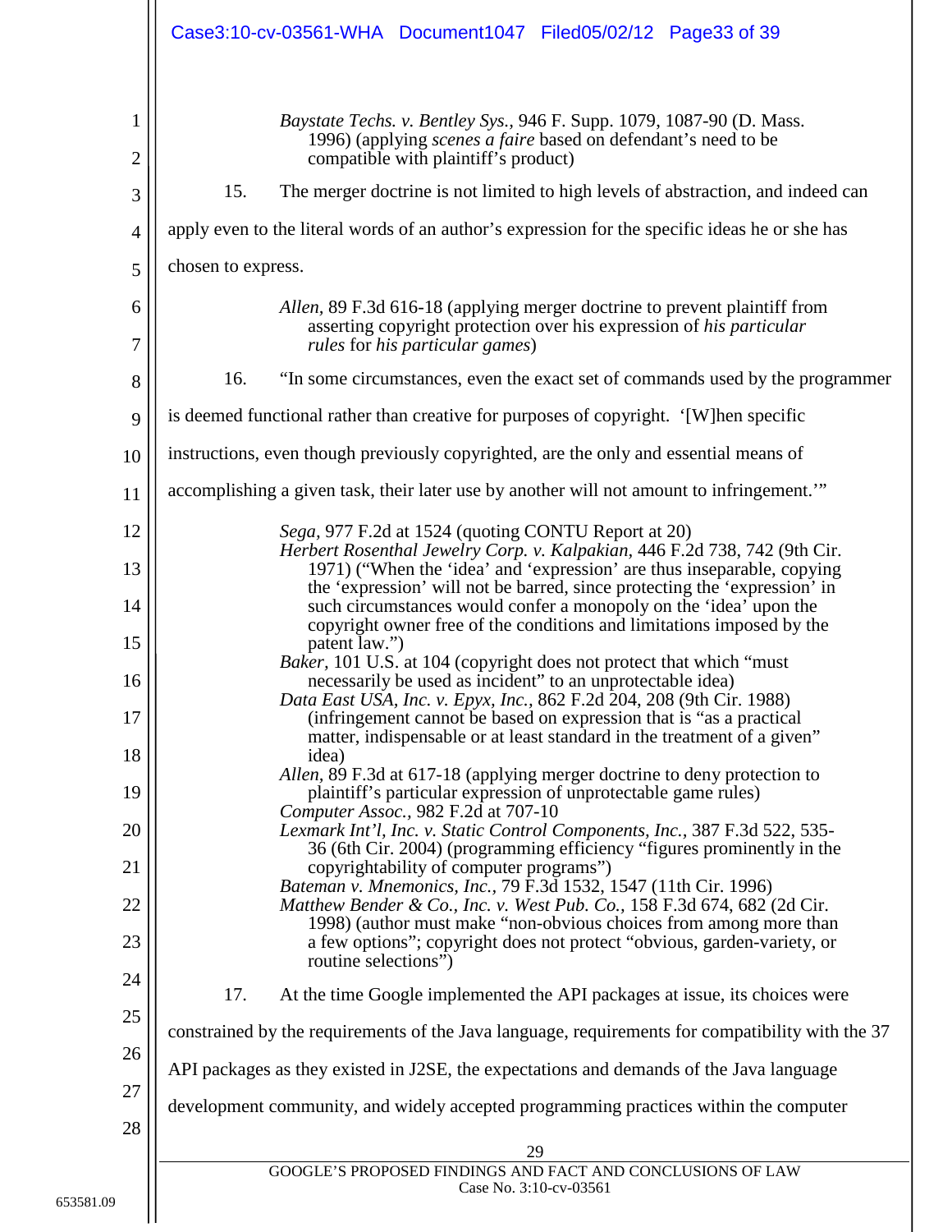*Baystate Techs. v. Bentley Sys.*, 946 F. Supp. 1079, 1087-90 (D. Mass. 1996) (applying *scenes a faire* based on defendant's need to be compatible with plaintiff's product)

15. The merger doctrine is not limited to high levels of abstraction, and indeed can apply even to the literal words of an author's expression for the specific ideas he or she has chosen to express.

*Allen*, 89 F.3d 616-18 (applying merger doctrine to prevent plaintiff from asserting copyright protection over his expression of *his particular rules* for *his particular games*)

16. "In some circumstances, even the exact set of commands used by the programmer is deemed functional rather than creative for purposes of copyright. '[W]hen specific instructions, even though previously copyrighted, are the only and essential means of accomplishing a given task, their later use by another will not amount to infringement.'"

*Sega*, 977 F.2d at 1524 (quoting CONTU Report at 20)

*Herbert Rosenthal Jewelry Corp. v. Kalpakian*, 446 F.2d 738, 742 (9th Cir. 1971) ("When the 'idea' and 'expression' are thus inseparable, copying the 'expression' will not be barred, since protecting the 'expression' in such circumstances would confer a monopoly on the 'idea' upon the copyright owner free of the conditions and limitations imposed by the patent law.")

*Baker*, 101 U.S. at 104 (copyright does not protect that which "must necessarily be used as incident" to an unprotectable idea)

*Data East USA, Inc. v. Epyx, Inc.*, 862 F.2d 204, 208 (9th Cir. 1988) (infringement cannot be based on expression that is "as a practical matter, indispensable or at least standard in the treatment of a given" idea)

*Allen*, 89 F.3d at 617-18 (applying merger doctrine to deny protection to plaintiff's particular expression of unprotectable game rules)

*Computer Assoc.*, 982 F.2d at 707-10

*Lexmark Int'l, Inc. v. Static Control Components, Inc.*, 387 F.3d 522, 535-36 (6th Cir. 2004) (programming efficiency "figures prominently in the copyrightability of computer programs")

*Bateman v. Mnemonics, Inc.*, 79 F.3d 1532, 1547 (11th Cir. 1996)

*Matthew Bender & Co., Inc. v. West Pub. Co.*, 158 F.3d 674, 682 (2d Cir. 1998) (author must make "non-obvious choices from among more than a few options"; copyright does not protect "obvious, garden-variety, or routine selections")

17. At the time Google implemented the API packages at issue, its choices were constrained by the requirements of the Java language, requirements for compatibility with the 37 API packages as they existed in J2SE, the expectations and demands of the Java language development community, and widely accepted programming practices within the computer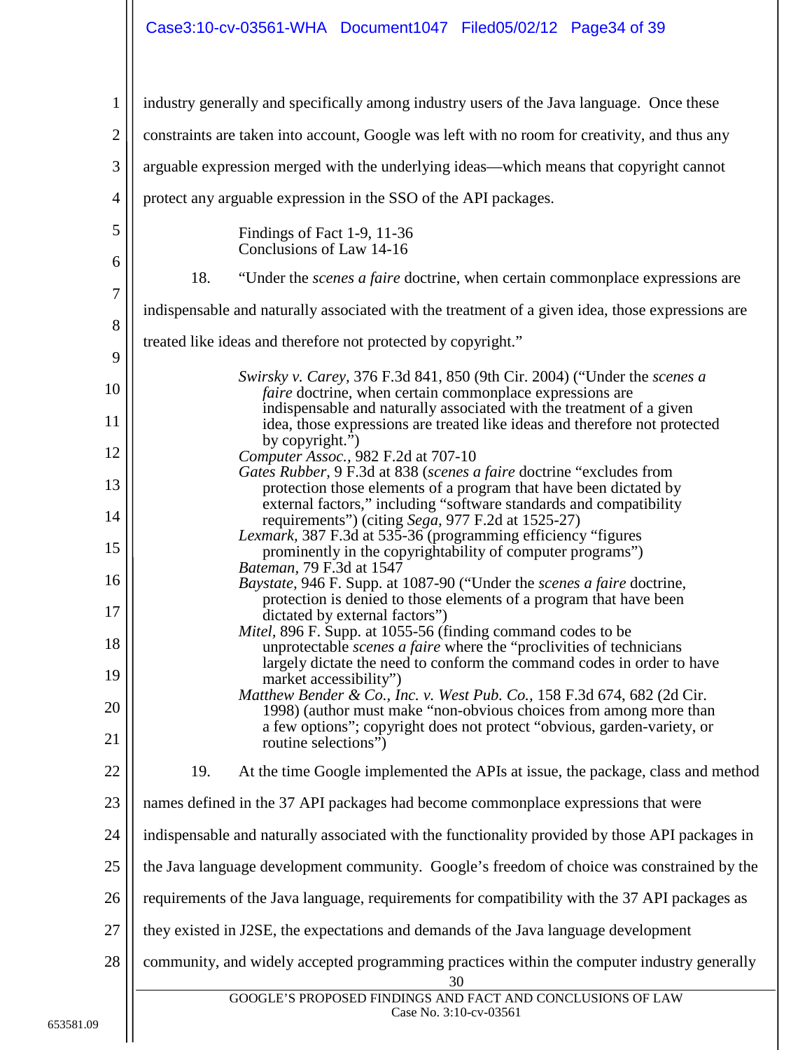industry generally and specifically among industry users of the Java language. Once these constraints are taken into account, Google was left with no room for creativity, and thus any arguable expression merged with the underlying ideas—which means that copyright cannot protect any arguable expression in the SSO of the API packages.

> Findings of Fact 1-9, 11-36
> Conclusions of Law 14-16

18. "Under the *scenes a faire* doctrine, when certain commonplace expressions are indispensable and naturally associated with the treatment of a given idea, those expressions are treated like ideas and therefore not protected by copyright."

> *Swirsky v. Carey*, 376 F.3d 841, 850 (9th Cir. 2004) ("Under the *scenes a faire* doctrine, when certain commonplace expressions are indispensable and naturally associated with the treatment of a given idea, those expressions are treated like ideas and therefore not protected by copyright.")
> *Computer Assoc.*, 982 F.2d at 707-10
> *Gates Rubber*, 9 F.3d at 838 (*scenes a faire* doctrine "excludes from protection those elements of a program that have been dictated by external factors," including "software standards and compatibility requirements") (citing *Sega*, 977 F.2d at 1525-27)
> *Lexmark*, 387 F.3d at 535-36 (programming efficiency "figures prominently in the copyrightability of computer programs")
> *Bateman*, 79 F.3d at 1547
> *Baystate*, 946 F. Supp. at 1087-90 ("Under the *scenes a faire* doctrine, protection is denied to those elements of a program that have been dictated by external factors")
> *Mitel*, 896 F. Supp. at 1055-56 (finding command codes to be unprotectable *scenes a faire* where the "proclivities of technicians largely dictate the need to conform the command codes in order to have market accessibility")
> *Matthew Bender & Co., Inc. v. West Pub. Co.*, 158 F.3d 674, 682 (2d Cir. 1998) (author must make "non-obvious choices from among more than a few options"; copyright does not protect "obvious, garden-variety, or routine selections")

19. At the time Google implemented the APIs at issue, the package, class and method names defined in the 37 API packages had become commonplace expressions that were indispensable and naturally associated with the functionality provided by those API packages in the Java language development community. Google's freedom of choice was constrained by the requirements of the Java language, requirements for compatibility with the 37 API packages as they existed in J2SE, the expectations and demands of the Java language development community, and widely accepted programming practices within the computer industry generally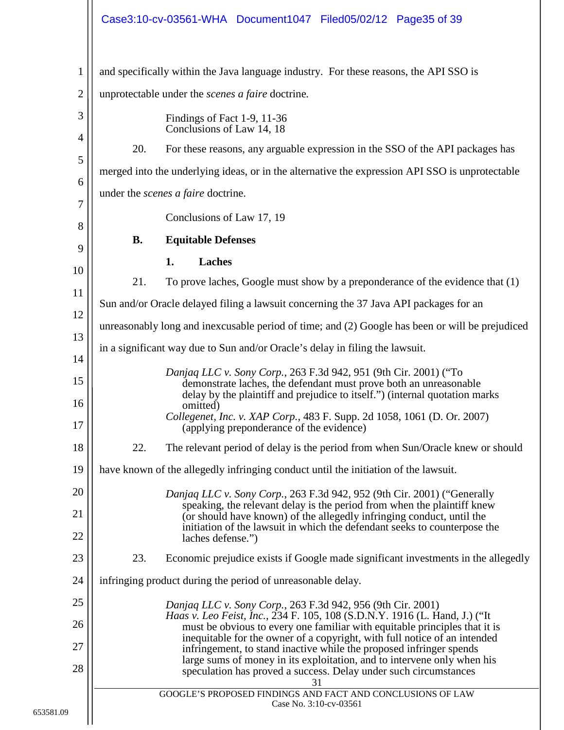and specifically within the Java language industry. For these reasons, the API SSO is unprotectable under the *scenes a faire* doctrine.

> Findings of Fact 1-9, 11-36
> Conclusions of Law 14, 18

20. For these reasons, any arguable expression in the SSO of the API packages has merged into the underlying ideas, or in the alternative the expression API SSO is unprotectable under the *scenes a faire* doctrine.

> Conclusions of Law 17, 19

### B. Equitable Defenses

#### 1. Laches

21. To prove laches, Google must show by a preponderance of the evidence that (1) Sun and/or Oracle delayed filing a lawsuit concerning the 37 Java API packages for an unreasonably long and inexcusable period of time; and (2) Google has been or will be prejudiced in a significant way due to Sun and/or Oracle's delay in filing the lawsuit.

> *Danjaq LLC v. Sony Corp.*, 263 F.3d 942, 951 (9th Cir. 2001) ("To demonstrate laches, the defendant must prove both an unreasonable delay by the plaintiff and prejudice to itself.") (internal quotation marks omitted)
> *Collegenet, Inc. v. XAP Corp.*, 483 F. Supp. 2d 1058, 1061 (D. Or. 2007) (applying preponderance of the evidence)

22. The relevant period of delay is the period from when Sun/Oracle knew or should have known of the allegedly infringing conduct until the initiation of the lawsuit.

> *Danjaq LLC v. Sony Corp.*, 263 F.3d 942, 952 (9th Cir. 2001) ("Generally speaking, the relevant delay is the period from when the plaintiff knew (or should have known) of the allegedly infringing conduct, until the initiation of the lawsuit in which the defendant seeks to counterpose the laches defense.")

23. Economic prejudice exists if Google made significant investments in the allegedly infringing product during the period of unreasonable delay.

> *Danjaq LLC v. Sony Corp.*, 263 F.3d 942, 956 (9th Cir. 2001)
> *Haas v. Leo Feist, Inc.*, 234 F. 105, 108 (S.D.N.Y. 1916 (L. Hand, J.) ("It must be obvious to every one familiar with equitable principles that it is inequitable for the owner of a copyright, with full notice of an intended infringement, to stand inactive while the proposed infringer spends large sums of money in its exploitation, and to intervene only when his speculation has proved a success. Delay under such circumstances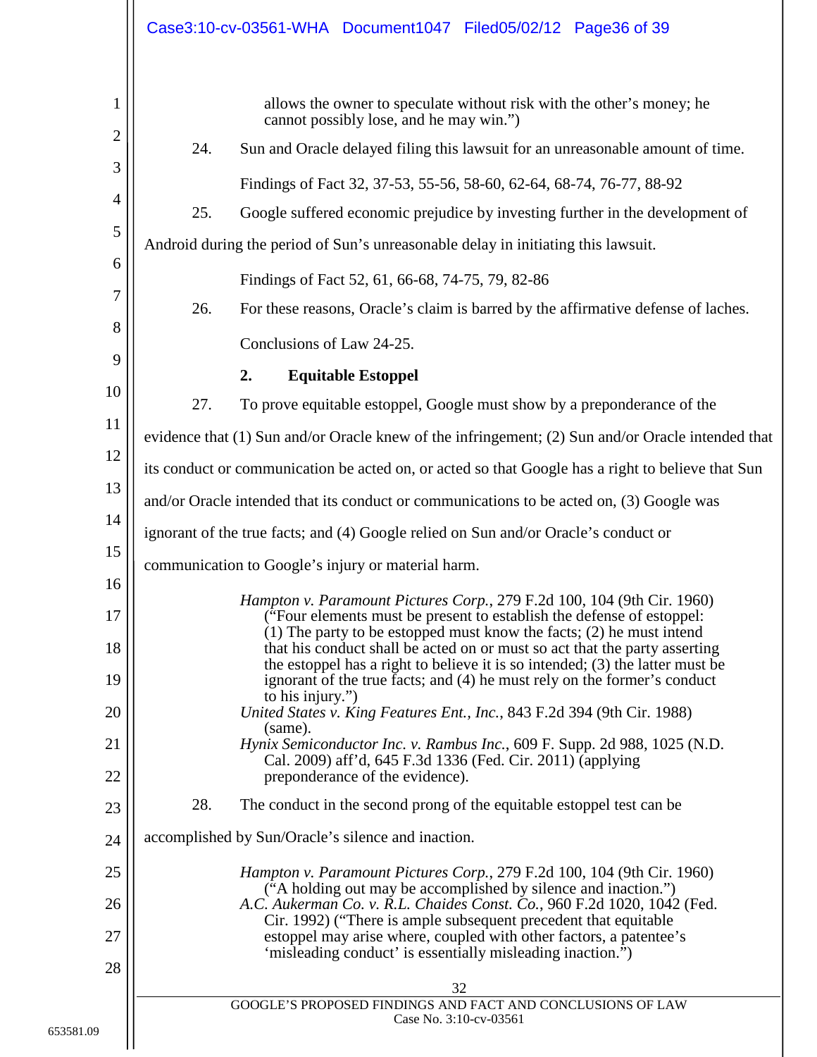allows the owner to speculate without risk with the other's money; he cannot possibly lose, and he may win.")

24. Sun and Oracle delayed filing this lawsuit for an unreasonable amount of time.

Findings of Fact 32, 37-53, 55-56, 58-60, 62-64, 68-74, 76-77, 88-92

25. Google suffered economic prejudice by investing further in the development of Android during the period of Sun's unreasonable delay in initiating this lawsuit.

Findings of Fact 52, 61, 66-68, 74-75, 79, 82-86

26. For these reasons, Oracle's claim is barred by the affirmative defense of laches.

Conclusions of Law 24-25.

### 2. Equitable Estoppel

27. To prove equitable estoppel, Google must show by a preponderance of the evidence that (1) Sun and/or Oracle knew of the infringement; (2) Sun and/or Oracle intended that its conduct or communication be acted on, or acted so that Google has a right to believe that Sun and/or Oracle intended that its conduct or communications to be acted on, (3) Google was ignorant of the true facts; and (4) Google relied on Sun and/or Oracle's conduct or communication to Google's injury or material harm.

*Hampton v. Paramount Pictures Corp.*, 279 F.2d 100, 104 (9th Cir. 1960) ("Four elements must be present to establish the defense of estoppel: (1) The party to be estopped must know the facts; (2) he must intend that his conduct shall be acted on or must so act that the party asserting the estoppel has a right to believe it is so intended; (3) the latter must be ignorant of the true facts; and (4) he must rely on the former's conduct to his injury.")
*United States v. King Features Ent., Inc.*, 843 F.2d 394 (9th Cir. 1988) (same).
*Hynix Semiconductor Inc. v. Rambus Inc.*, 609 F. Supp. 2d 988, 1025 (N.D. Cal. 2009) aff'd, 645 F.3d 1336 (Fed. Cir. 2011) (applying preponderance of the evidence).

28. The conduct in the second prong of the equitable estoppel test can be accomplished by Sun/Oracle's silence and inaction.

*Hampton v. Paramount Pictures Corp.*, 279 F.2d 100, 104 (9th Cir. 1960) ("A holding out may be accomplished by silence and inaction.")
*A.C. Aukerman Co. v. R.L. Chaides Const. Co.*, 960 F.2d 1020, 1042 (Fed. Cir. 1992) ("There is ample subsequent precedent that equitable estoppel may arise where, coupled with other factors, a patentee's 'misleading conduct' is essentially misleading inaction.")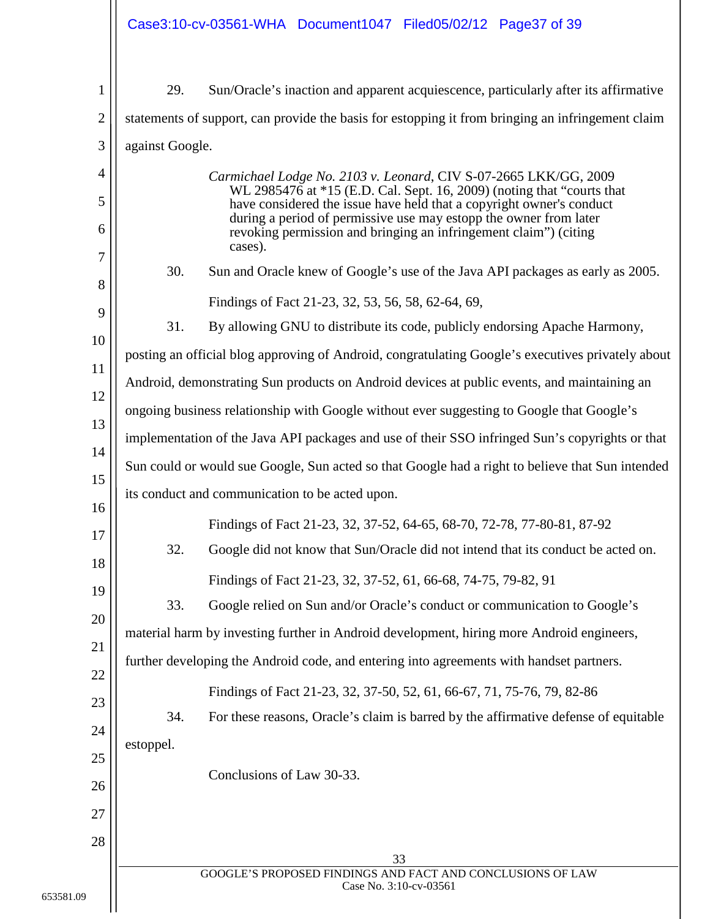29. Sun/Oracle's inaction and apparent acquiescence, particularly after its affirmative statements of support, can provide the basis for estopping it from bringing an infringement claim against Google.

> *Carmichael Lodge No. 2103 v. Leonard*, CIV S-07-2665 LKK/GG, 2009 WL 2985476 at *15 (E.D. Cal. Sept. 16, 2009) (noting that "courts that have considered the issue have held that a copyright owner's conduct during a period of permissive use may estopp the owner from later revoking permission and bringing an infringement claim") (citing cases).

30. Sun and Oracle knew of Google's use of the Java API packages as early as 2005.

> Findings of Fact 21-23, 32, 53, 56, 58, 62-64, 69,

31. By allowing GNU to distribute its code, publicly endorsing Apache Harmony, posting an official blog approving of Android, congratulating Google's executives privately about Android, demonstrating Sun products on Android devices at public events, and maintaining an ongoing business relationship with Google without ever suggesting to Google that Google's implementation of the Java API packages and use of their SSO infringed Sun's copyrights or that Sun could or would sue Google, Sun acted so that Google had a right to believe that Sun intended its conduct and communication to be acted upon.

> Findings of Fact 21-23, 32, 37-52, 64-65, 68-70, 72-78, 77-80-81, 87-92

32. Google did not know that Sun/Oracle did not intend that its conduct be acted on.

> Findings of Fact 21-23, 32, 37-52, 61, 66-68, 74-75, 79-82, 91

33. Google relied on Sun and/or Oracle's conduct or communication to Google's material harm by investing further in Android development, hiring more Android engineers, further developing the Android code, and entering into agreements with handset partners.

> Findings of Fact 21-23, 32, 37-50, 52, 61, 66-67, 71, 75-76, 79, 82-86

34. For these reasons, Oracle's claim is barred by the affirmative defense of equitable estoppel.

> Conclusions of Law 30-33.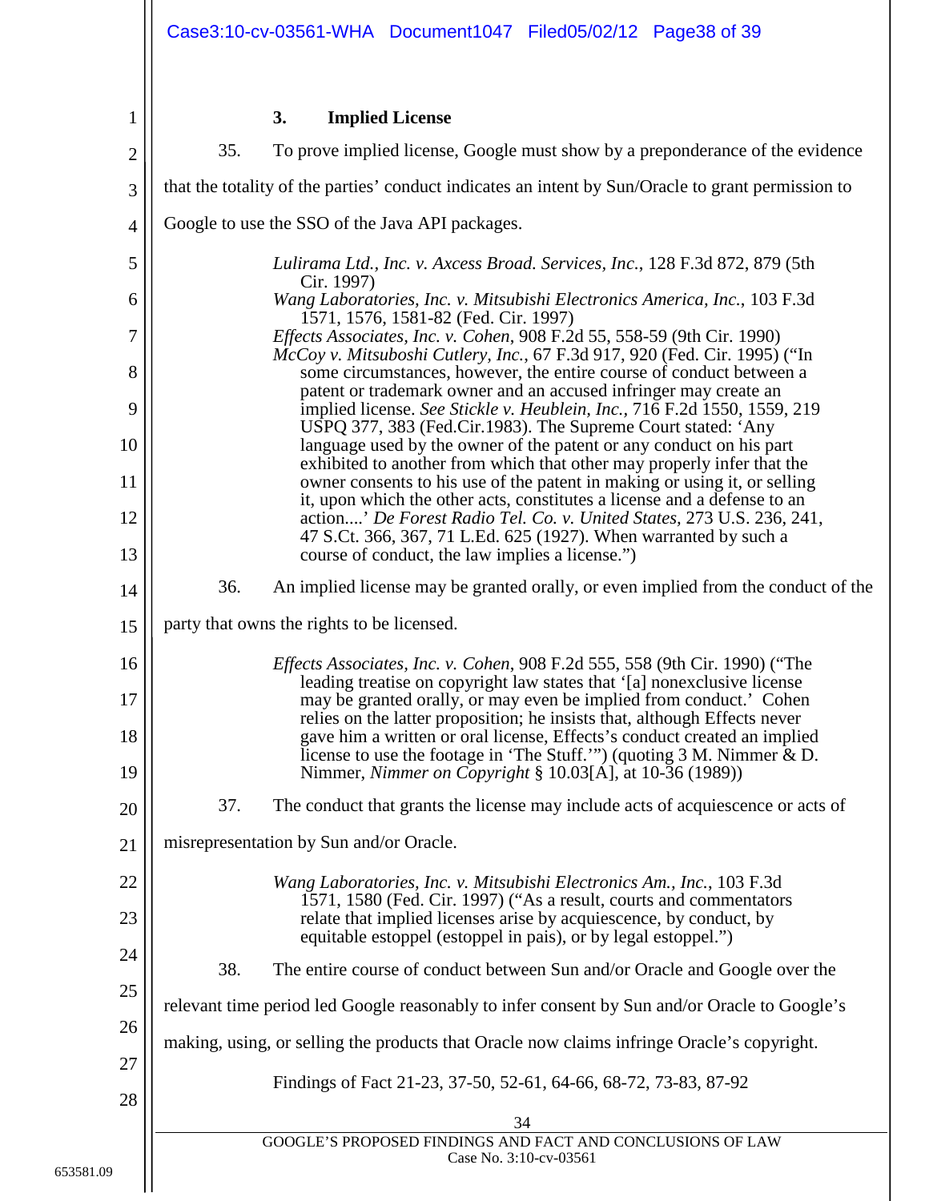### 3. Implied License

35. To prove implied license, Google must show by a preponderance of the evidence that the totality of the parties' conduct indicates an intent by Sun/Oracle to grant permission to Google to use the SSO of the Java API packages.

> *Lulirama Ltd., Inc. v. Axcess Broad. Services, Inc.*, 128 F.3d 872, 879 (5th Cir. 1997)
> *Wang Laboratories, Inc. v. Mitsubishi Electronics America, Inc.*, 103 F.3d 1571, 1576, 1581-82 (Fed. Cir. 1997)
> *Effects Associates, Inc. v. Cohen*, 908 F.2d 55, 558-59 (9th Cir. 1990)
> *McCoy v. Mitsuboshi Cutlery, Inc.*, 67 F.3d 917, 920 (Fed. Cir. 1995) ("In some circumstances, however, the entire course of conduct between a patent or trademark owner and an accused infringer may create an implied license. *See Stickle v. Heublein, Inc.*, 716 F.2d 1550, 1559, 219 USPQ 377, 383 (Fed.Cir.1983). The Supreme Court stated: 'Any language used by the owner of the patent or any conduct on his part exhibited to another from which that other may properly infer that the owner consents to his use of the patent in making or using it, or selling it, upon which the other acts, constitutes a license and a defense to an action....' *De Forest Radio Tel. Co. v. United States*, 273 U.S. 236, 241, 47 S.Ct. 366, 367, 71 L.Ed. 625 (1927). When warranted by such a course of conduct, the law implies a license.")

36. An implied license may be granted orally, or even implied from the conduct of the party that owns the rights to be licensed.

> *Effects Associates, Inc. v. Cohen*, 908 F.2d 555, 558 (9th Cir. 1990) ("The leading treatise on copyright law states that '[a] nonexclusive license may be granted orally, or may even be implied from conduct.' Cohen relies on the latter proposition; he insists that, although Effects never gave him a written or oral license, Effects's conduct created an implied license to use the footage in 'The Stuff.'") (quoting 3 M. Nimmer & D. Nimmer, *Nimmer on Copyright* § 10.03[A], at 10-36 (1989))

37. The conduct that grants the license may include acts of acquiescence or acts of misrepresentation by Sun and/or Oracle.

> *Wang Laboratories, Inc. v. Mitsubishi Electronics Am., Inc.*, 103 F.3d 1571, 1580 (Fed. Cir. 1997) ("As a result, courts and commentators relate that implied licenses arise by acquiescence, by conduct, by equitable estoppel (estoppel in pais), or by legal estoppel.")

38. The entire course of conduct between Sun and/or Oracle and Google over the relevant time period led Google reasonably to infer consent by Sun and/or Oracle to Google's making, using, or selling the products that Oracle now claims infringe Oracle's copyright.

> Findings of Fact 21-23, 37-50, 52-61, 64-66, 68-72, 73-83, 87-92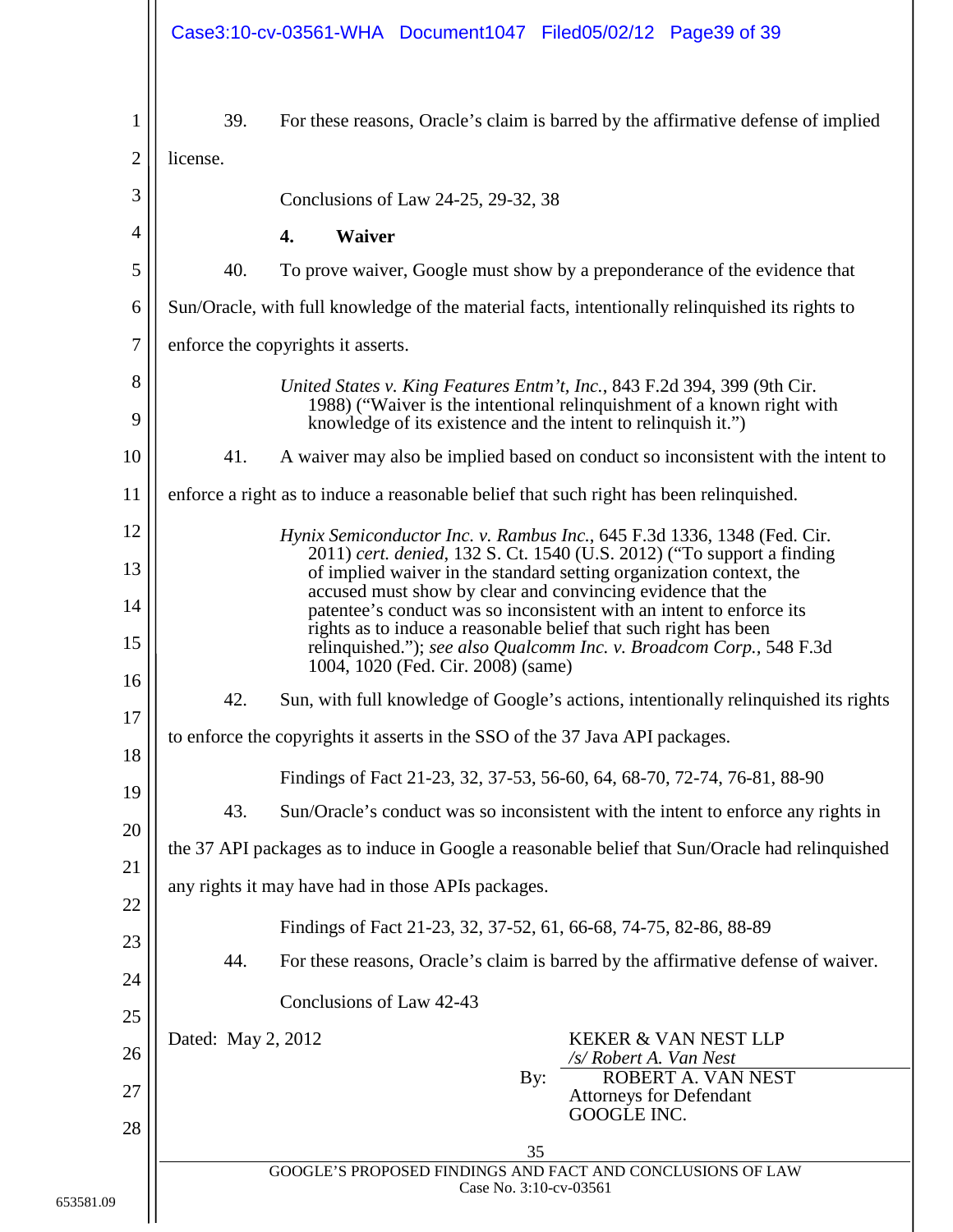39. For these reasons, Oracle's claim is barred by the affirmative defense of implied license.

Conclusions of Law 24-25, 29-32, 38

**4. Waiver**

40. To prove waiver, Google must show by a preponderance of the evidence that Sun/Oracle, with full knowledge of the material facts, intentionally relinquished its rights to enforce the copyrights it asserts.

> *United States v. King Features Entm't, Inc.*, 843 F.2d 394, 399 (9th Cir. 1988) ("Waiver is the intentional relinquishment of a known right with knowledge of its existence and the intent to relinquish it.")

41. A waiver may also be implied based on conduct so inconsistent with the intent to enforce a right as to induce a reasonable belief that such right has been relinquished.

> *Hynix Semiconductor Inc. v. Rambus Inc.*, 645 F.3d 1336, 1348 (Fed. Cir. 2011) *cert. denied*, 132 S. Ct. 1540 (U.S. 2012) ("To support a finding of implied waiver in the standard setting organization context, the accused must show by clear and convincing evidence that the patentee's conduct was so inconsistent with an intent to enforce its rights as to induce a reasonable belief that such right has been relinquished."); *see also Qualcomm Inc. v. Broadcom Corp.*, 548 F.3d 1004, 1020 (Fed. Cir. 2008) (same)

42. Sun, with full knowledge of Google's actions, intentionally relinquished its rights to enforce the copyrights it asserts in the SSO of the 37 Java API packages.

Findings of Fact 21-23, 32, 37-53, 56-60, 64, 68-70, 72-74, 76-81, 88-90

43. Sun/Oracle's conduct was so inconsistent with the intent to enforce any rights in the 37 API packages as to induce in Google a reasonable belief that Sun/Oracle had relinquished any rights it may have had in those APIs packages.

Findings of Fact 21-23, 32, 37-52, 61, 66-68, 74-75, 82-86, 88-89

44. For these reasons, Oracle's claim is barred by the affirmative defense of waiver.

Conclusions of Law 42-43

Dated: May 2, 2012

KEKER & VAN NEST LLP

By: */s/ Robert A. Van Nest*
ROBERT A. VAN NEST
Attorneys for Defendant
GOOGLE INC.